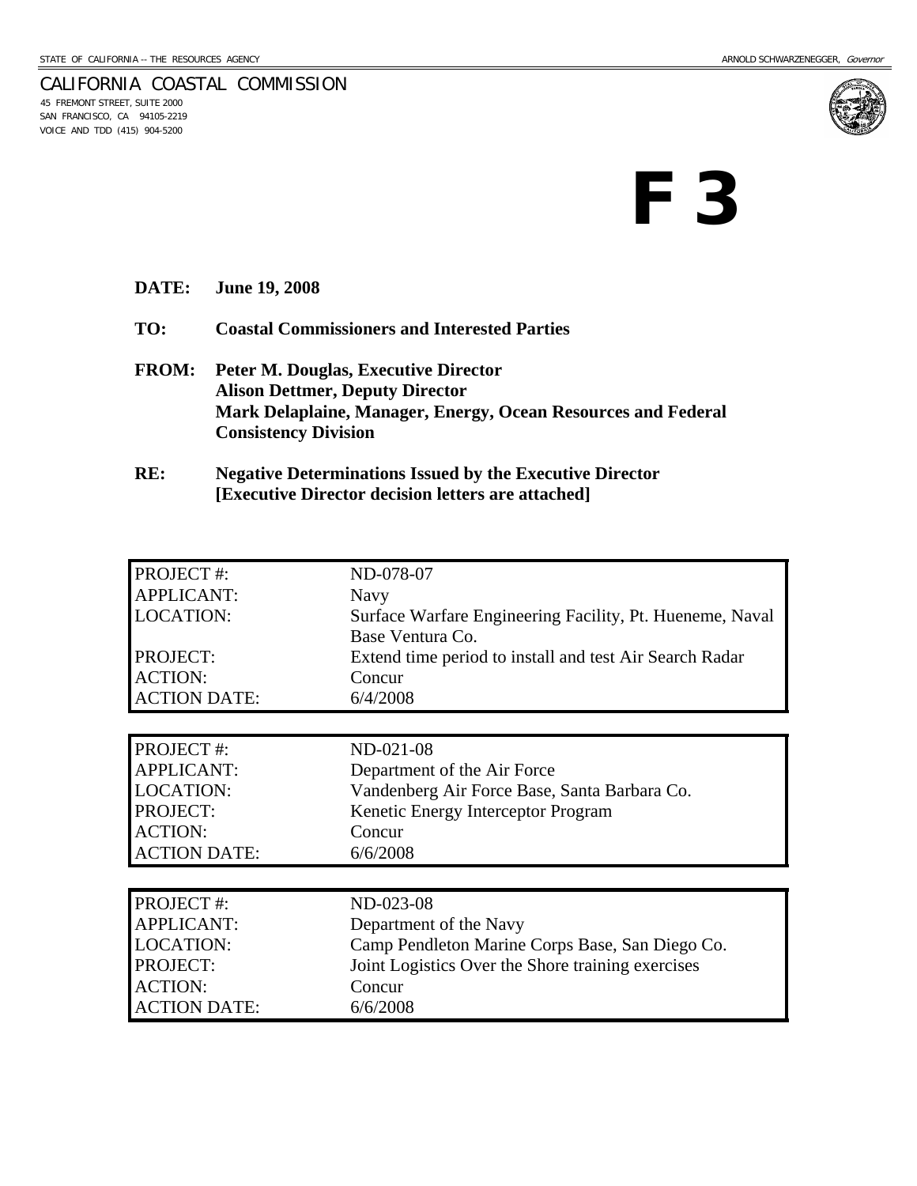STATE OF CALIFORNIA -- THE RESOURCES AGENCY

ARNOLD SCHWARZENEGGER, *Governor*

CALIFORNIA COASTAL COMMISSION
45 FREMONT STREET, SUITE 2000
SAN FRANCISCO, CA 94105-2219
VOICE AND TDD (415) 904-5200

# F 3

**DATE:** **June 19, 2008**

**TO:** **Coastal Commissioners and Interested Parties**

**FROM:** **Peter M. Douglas, Executive Director**
**Alison Dettmer, Deputy Director**
**Mark Delaplaine, Manager, Energy, Ocean Resources and Federal Consistency Division**

**RE:** **Negative Determinations Issued by the Executive Director**
**[Executive Director decision letters are attached]**

| | |
|---|---|
| PROJECT #: | ND-078-07 |
| APPLICANT: | Navy |
| LOCATION: | Surface Warfare Engineering Facility, Pt. Hueneme, Naval Base Ventura Co. |
| PROJECT: | Extend time period to install and test Air Search Radar |
| ACTION: | Concur |
| ACTION DATE: | 6/4/2008 |

| | |
|---|---|
| PROJECT #: | ND-021-08 |
| APPLICANT: | Department of the Air Force |
| LOCATION: | Vandenberg Air Force Base, Santa Barbara Co. |
| PROJECT: | Kenetic Energy Interceptor Program |
| ACTION: | Concur |
| ACTION DATE: | 6/6/2008 |

| | |
|---|---|
| PROJECT #: | ND-023-08 |
| APPLICANT: | Department of the Navy |
| LOCATION: | Camp Pendleton Marine Corps Base, San Diego Co. |
| PROJECT: | Joint Logistics Over the Shore training exercises |
| ACTION: | Concur |
| ACTION DATE: | 6/6/2008 |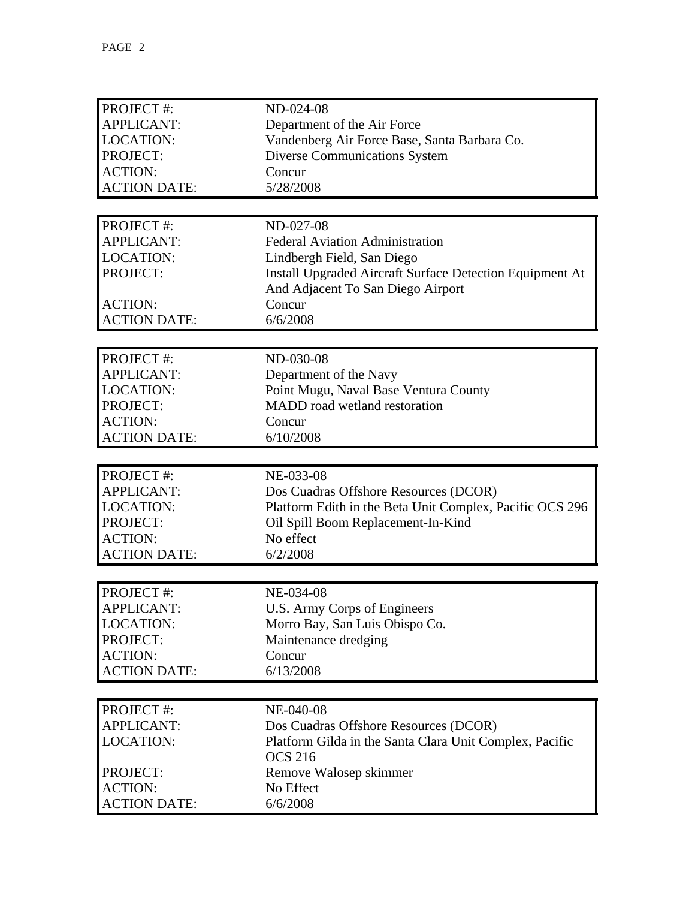| | |
|---|---|
| PROJECT #: | ND-024-08 |
| APPLICANT: | Department of the Air Force |
| LOCATION: | Vandenberg Air Force Base, Santa Barbara Co. |
| PROJECT: | Diverse Communications System |
| ACTION: | Concur |
| ACTION DATE: | 5/28/2008 |

| | |
|---|---|
| PROJECT #: | ND-027-08 |
| APPLICANT: | Federal Aviation Administration |
| LOCATION: | Lindbergh Field, San Diego |
| PROJECT: | Install Upgraded Aircraft Surface Detection Equipment At And Adjacent To San Diego Airport |
| ACTION: | Concur |
| ACTION DATE: | 6/6/2008 |

| | |
|---|---|
| PROJECT #: | ND-030-08 |
| APPLICANT: | Department of the Navy |
| LOCATION: | Point Mugu, Naval Base Ventura County |
| PROJECT: | MADD road wetland restoration |
| ACTION: | Concur |
| ACTION DATE: | 6/10/2008 |

| | |
|---|---|
| PROJECT #: | NE-033-08 |
| APPLICANT: | Dos Cuadras Offshore Resources (DCOR) |
| LOCATION: | Platform Edith in the Beta Unit Complex, Pacific OCS 296 |
| PROJECT: | Oil Spill Boom Replacement-In-Kind |
| ACTION: | No effect |
| ACTION DATE: | 6/2/2008 |

| | |
|---|---|
| PROJECT #: | NE-034-08 |
| APPLICANT: | U.S. Army Corps of Engineers |
| LOCATION: | Morro Bay, San Luis Obispo Co. |
| PROJECT: | Maintenance dredging |
| ACTION: | Concur |
| ACTION DATE: | 6/13/2008 |

| | |
|---|---|
| PROJECT #: | NE-040-08 |
| APPLICANT: | Dos Cuadras Offshore Resources (DCOR) |
| LOCATION: | Platform Gilda in the Santa Clara Unit Complex, Pacific OCS 216 |
| PROJECT: | Remove Walosep skimmer |
| ACTION: | No Effect |
| ACTION DATE: | 6/6/2008 |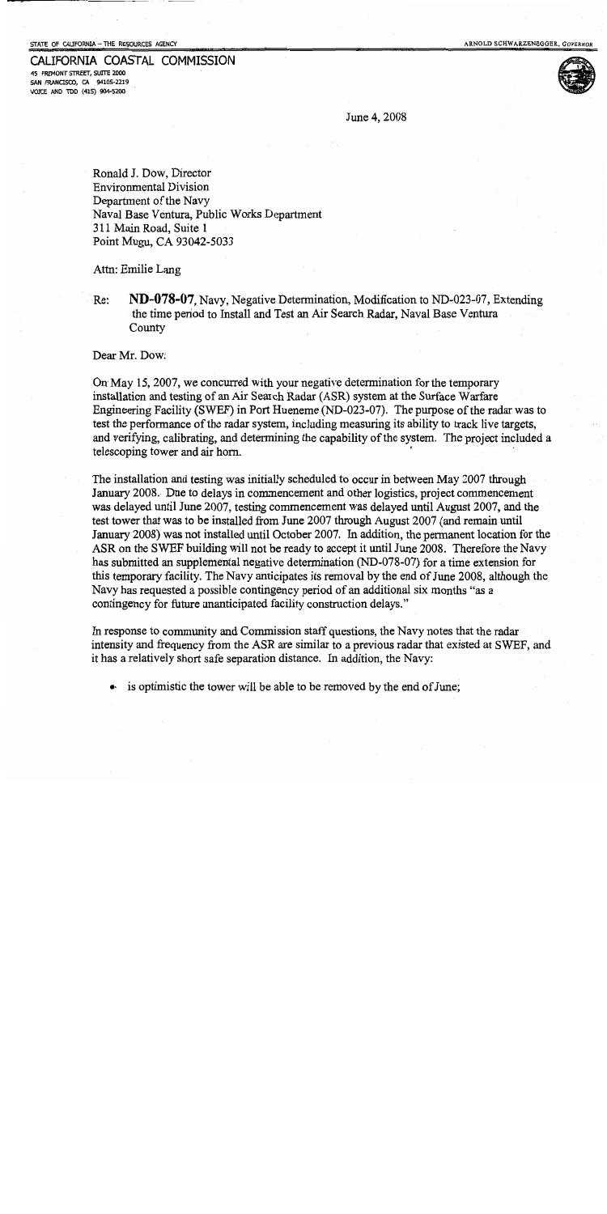STATE OF CALIFORNIA -- THE RESOURCES AGENCY

ARNOLD SCHWARZENEGGER, GOVERNOR

CALIFORNIA COASTAL COMMISSION
45 FREMONT STREET, SUITE 2000
SAN FRANCISCO, CA 94105-2219
VOICE AND TDD (415) 904-5200

June 4, 2008

Ronald J. Dow, Director
Environmental Division
Department of the Navy
Naval Base Ventura, Public Works Department
311 Main Road, Suite 1
Point Mugu, CA 93042-5033

Attn: Emilie Lang

Re: **ND-078-07**, Navy, Negative Determination, Modification to ND-023-07, Extending the time period to Install and Test an Air Search Radar, Naval Base Ventura County

Dear Mr. Dow:

On May 15, 2007, we concurred with your negative determination for the temporary installation and testing of an Air Search Radar (ASR) system at the Surface Warfare Engineering Facility (SWEF) in Port Hueneme (ND-023-07). The purpose of the radar was to test the performance of the radar system, including measuring its ability to track live targets, and verifying, calibrating, and determining the capability of the system. The project included a telescoping tower and air horn.

The installation and testing was initially scheduled to occur in between May 2007 through January 2008. Due to delays in commencement and other logistics, project commencement was delayed until June 2007, testing commencement was delayed until August 2007, and the test tower that was to be installed from June 2007 through August 2007 (and remain until January 2008) was not installed until October 2007. In addition, the permanent location for the ASR on the SWEF building will not be ready to accept it until June 2008. Therefore the Navy has submitted an supplemental negative determination (ND-078-07) for a time extension for this temporary facility. The Navy anticipates its removal by the end of June 2008, although the Navy has requested a possible contingency period of an additional six months "as a contingency for future unanticipated facility construction delays."

In response to community and Commission staff questions, the Navy notes that the radar intensity and frequency from the ASR are similar to a previous radar that existed at SWEF, and it has a relatively short safe separation distance. In addition, the Navy:

- is optimistic the tower will be able to be removed by the end of June;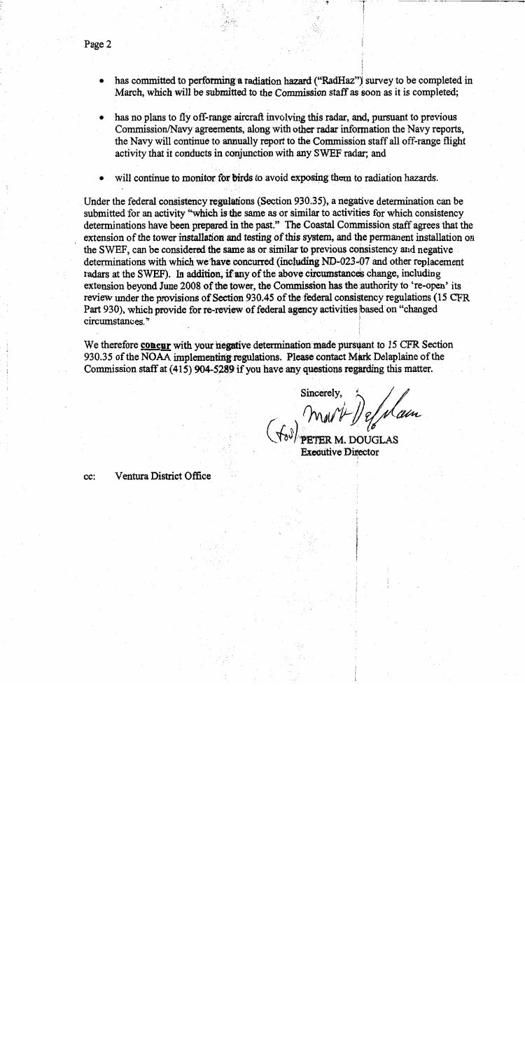- has committed to performing a radiation hazard ("RadHaz") survey to be completed in March, which will be submitted to the Commission staff as soon as it is completed;
- has no plans to fly off-range aircraft involving this radar, and, pursuant to previous Commission/Navy agreements, along with other radar information the Navy reports, the Navy will continue to annually report to the Commission staff all off-range flight activity that it conducts in conjunction with any SWEF radar; and
- will continue to monitor for birds to avoid exposing them to radiation hazards.

Under the federal consistency regulations (Section 930.35), a negative determination can be submitted for an activity "which is the same as or similar to activities for which consistency determinations have been prepared in the past." The Coastal Commission staff agrees that the extension of the tower installation and testing of this system, and the permanent installation on the SWEF, can be considered the same as or similar to previous consistency and negative determinations with which we have concurred (including ND-023-07 and other replacement radars at the SWEF). In addition, if any of the above circumstances change, including extension beyond June 2008 of the tower, the Commission has the authority to 're-open' its review under the provisions of Section 930.45 of the federal consistency regulations (15 CFR Part 930), which provide for re-review of federal agency activities based on "changed circumstances."

We therefore **concur** with your negative determination made pursuant to 15 CFR Section 930.35 of the NOAA implementing regulations. Please contact Mark Delaplaine of the Commission staff at (415) 904-5289 if you have any questions regarding this matter.

Sincerely,

(for) PETER M. DOUGLAS
Executive Director

cc: Ventura District Office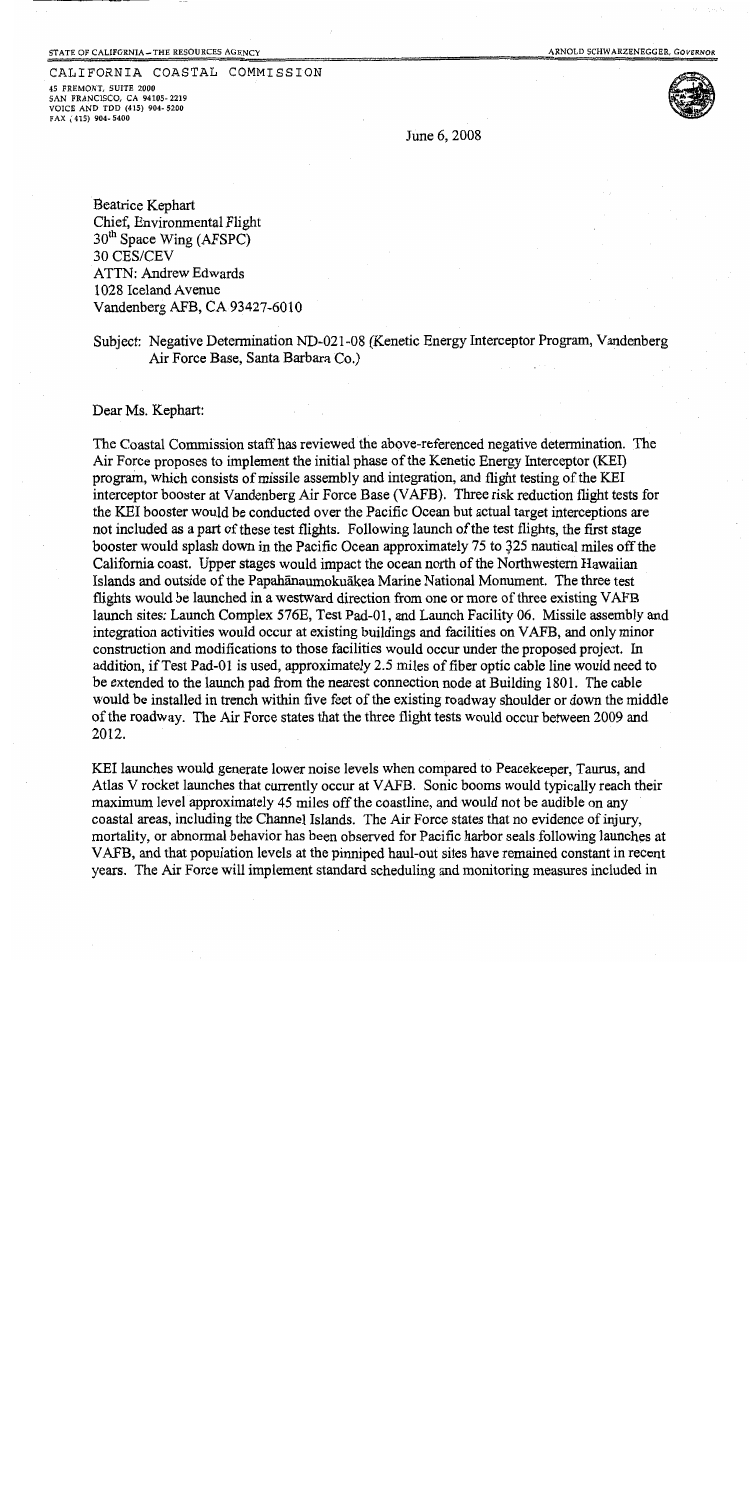STATE OF CALIFORNIA – THE RESOURCES AGENCY

ARNOLD SCHWARZENEGGER, GOVERNOR

CALIFORNIA COASTAL COMMISSION
45 FREMONT, SUITE 2000
SAN FRANCISCO, CA 94105-2219
VOICE AND TDD (415) 904-5200
FAX (415) 904-5400

June 6, 2008

Beatrice Kephart
Chief, Environmental Flight
30th Space Wing (AFSPC)
30 CES/CEV
ATTN: Andrew Edwards
1028 Iceland Avenue
Vandenberg AFB, CA 93427-6010

Subject: Negative Determination ND-021-08 (Kenetic Energy Interceptor Program, Vandenberg Air Force Base, Santa Barbara Co.)

Dear Ms. Kephart:

The Coastal Commission staff has reviewed the above-referenced negative determination. The Air Force proposes to implement the initial phase of the Kenetic Energy Interceptor (KEI) program, which consists of missile assembly and integration, and flight testing of the KEI interceptor booster at Vandenberg Air Force Base (VAFB). Three risk reduction flight tests for the KEI booster would be conducted over the Pacific Ocean but actual target interceptions are not included as a part of these test flights. Following launch of the test flights, the first stage booster would splash down in the Pacific Ocean approximately 75 to 325 nautical miles off the California coast. Upper stages would impact the ocean north of the Northwestern Hawaiian Islands and outside of the Papahānaumokuākea Marine National Monument. The three test flights would be launched in a westward direction from one or more of three existing VAFB launch sites: Launch Complex 576E, Test Pad-01, and Launch Facility 06. Missile assembly and integration activities would occur at existing buildings and facilities on VAFB, and only minor construction and modifications to those facilities would occur under the proposed project. In addition, if Test Pad-01 is used, approximately 2.5 miles of fiber optic cable line would need to be extended to the launch pad from the nearest connection node at Building 1801. The cable would be installed in trench within five feet of the existing roadway shoulder or down the middle of the roadway. The Air Force states that the three flight tests would occur between 2009 and 2012.

KEI launches would generate lower noise levels when compared to Peacekeeper, Taurus, and Atlas V rocket launches that currently occur at VAFB. Sonic booms would typically reach their maximum level approximately 45 miles off the coastline, and would not be audible on any coastal areas, including the Channel Islands. The Air Force states that no evidence of injury, mortality, or abnormal behavior has been observed for Pacific harbor seals following launches at VAFB, and that population levels at the pinniped haul-out sites have remained constant in recent years. The Air Force will implement standard scheduling and monitoring measures included in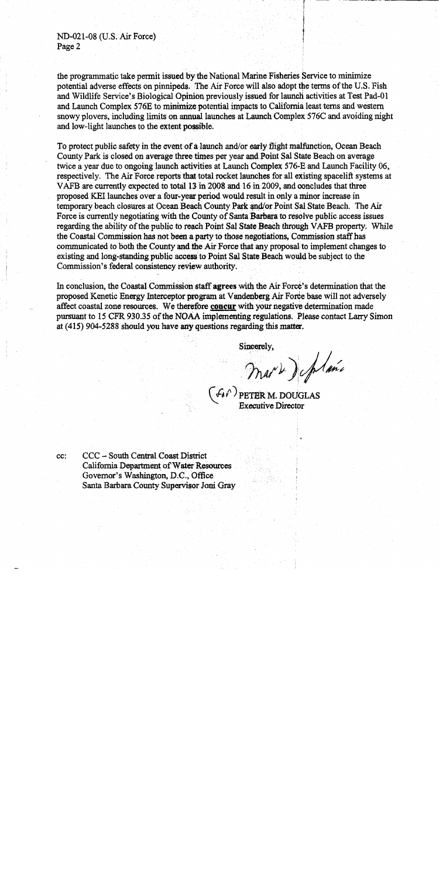the programmatic take permit issued by the National Marine Fisheries Service to minimize potential adverse effects on pinnipeds. The Air Force will also adopt the terms of the U.S. Fish and Wildlife Service's Biological Opinion previously issued for launch activities at Test Pad-01 and Launch Complex 576E to minimize potential impacts to California least terns and western snowy plovers, including limits on annual launches at Launch Complex 576C and avoiding night and low-light launches to the extent possible.

To protect public safety in the event of a launch and/or early flight malfunction, Ocean Beach County Park is closed on average three times per year and Point Sal State Beach on average twice a year due to ongoing launch activities at Launch Complex 576-E and Launch Facility 06, respectively. The Air Force reports that total rocket launches for all existing spacelift systems at VAFB are currently expected to total 13 in 2008 and 16 in 2009, and concludes that three proposed KEI launches over a four-year period would result in only a minor increase in temporary beach closures at Ocean Beach County Park and/or Point Sal State Beach. The Air Force is currently negotiating with the County of Santa Barbara to resolve public access issues regarding the ability of the public to reach Point Sal State Beach through VAFB property. While the Coastal Commission has not been a party to those negotiations, Commission staff has communicated to both the County and the Air Force that any proposal to implement changes to existing and long-standing public access to Point Sal State Beach would be subject to the Commission's federal consistency review authority.

In conclusion, the Coastal Commission staff **agrees** with the Air Force's determination that the proposed Kenetic Energy Interceptor program at Vandenberg Air Force base will not adversely affect coastal zone resources. We therefore **concur** with your negative determination made pursuant to 15 CFR 930.35 of the NOAA implementing regulations. Please contact Larry Simon at (415) 904-5288 should you have any questions regarding this matter.

Sincerely,

(for) PETER M. DOUGLAS
Executive Director

cc: CCC – South Central Coast District
California Department of Water Resources
Governor's Washington, D.C., Office
Santa Barbara County Supervisor Joni Gray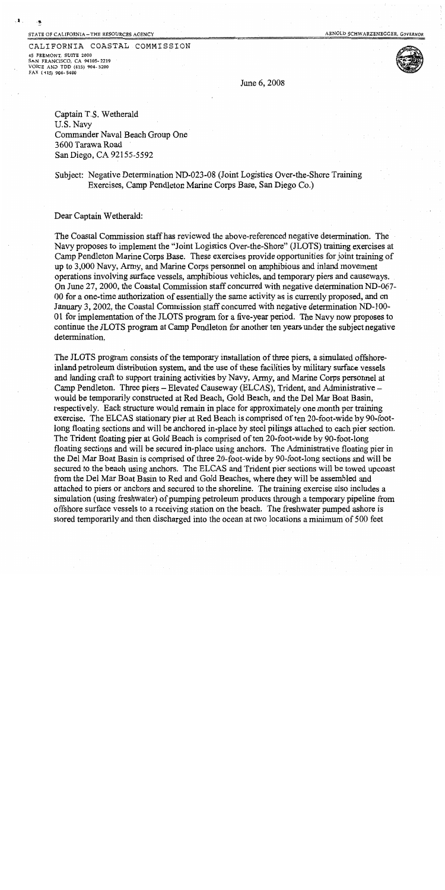STATE OF CALIFORNIA – THE RESOURCES AGENCY

ARNOLD SCHWARZENEGGER, *GOVERNOR*

CALIFORNIA COASTAL COMMISSION
45 FREMONT, SUITE 2000
SAN FRANCISCO, CA 94105- 2219
VOICE AND TDD (415) 904- 5200
FAX (415) 904- 5400

June 6, 2008

Captain T.S. Wetherald
U.S. Navy
Commander Naval Beach Group One
3600 Tarawa Road
San Diego, CA 92155-5592

Subject: Negative Determination ND-023-08 (Joint Logistics Over-the-Shore Training Exercises, Camp Pendleton Marine Corps Base, San Diego Co.)

Dear Captain Wetherald:

The Coastal Commission staff has reviewed the above-referenced negative determination. The Navy proposes to implement the "Joint Logistics Over-the-Shore" (JLOTS) training exercises at Camp Pendleton Marine Corps Base. These exercises provide opportunities for joint training of up to 3,000 Navy, Army, and Marine Corps personnel on amphibious and inland movement operations involving surface vessels, amphibious vehicles, and temporary piers and causeways. On June 27, 2000, the Coastal Commission staff concurred with negative determination ND-067-00 for a one-time authorization of essentially the same activity as is currently proposed, and on January 3, 2002, the Coastal Commission staff concurred with negative determination ND-100-01 for implementation of the JLOTS program for a five-year period. The Navy now proposes to continue the JLOTS program at Camp Pendleton for another ten years under the subject negative determination.

The JLOTS program consists of the temporary installation of three piers, a simulated offshore-inland petroleum distribution system, and the use of these facilities by military surface vessels and landing craft to support training activities by Navy, Army, and Marine Corps personnel at Camp Pendleton. Three piers – Elevated Causeway (ELCAS), Trident, and Administrative – would be temporarily constructed at Red Beach, Gold Beach, and the Del Mar Boat Basin, respectively. Each structure would remain in place for approximately one month per training exercise. The ELCAS stationary pier at Red Beach is comprised of ten 20-foot-wide by 90-foot-long floating sections and will be anchored in-place by steel pilings attached to each pier section. The Trident floating pier at Gold Beach is comprised of ten 20-foot-wide by 90-foot-long floating sections and will be secured in-place using anchors. The Administrative floating pier in the Del Mar Boat Basin is comprised of three 20-foot-wide by 90-foot-long sections and will be secured to the beach using anchors. The ELCAS and Trident pier sections will be towed upcoast from the Del Mar Boat Basin to Red and Gold Beaches, where they will be assembled and attached to piers or anchors and secured to the shoreline. The training exercise also includes a simulation (using freshwater) of pumping petroleum products through a temporary pipeline from offshore surface vessels to a receiving station on the beach. The freshwater pumped ashore is stored temporarily and then discharged into the ocean at two locations a minimum of 500 feet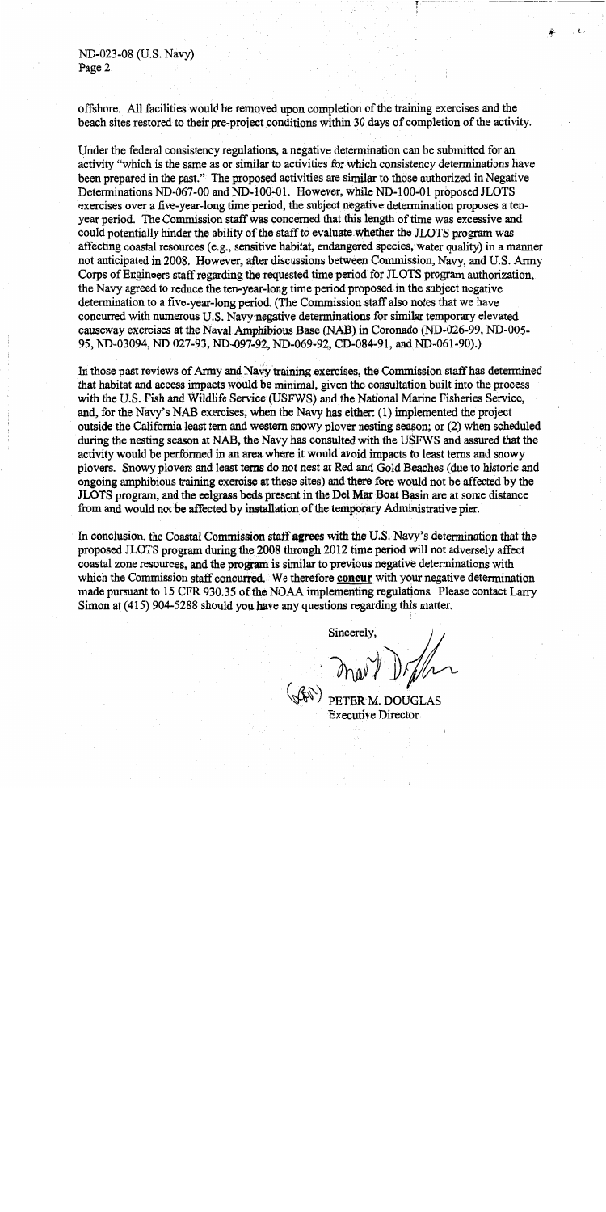offshore. All facilities would be removed upon completion of the training exercises and the beach sites restored to their pre-project conditions within 30 days of completion of the activity.

Under the federal consistency regulations, a negative determination can be submitted for an activity "which is the same as or similar to activities for which consistency determinations have been prepared in the past." The proposed activities are similar to those authorized in Negative Determinations ND-067-00 and ND-100-01. However, while ND-100-01 proposed JLOTS exercises over a five-year-long time period, the subject negative determination proposes a ten-year period. The Commission staff was concerned that this length of time was excessive and could potentially hinder the ability of the staff to evaluate whether the JLOTS program was affecting coastal resources (e.g., sensitive habitat, endangered species, water quality) in a manner not anticipated in 2008. However, after discussions between Commission, Navy, and U.S. Army Corps of Engineers staff regarding the requested time period for JLOTS program authorization, the Navy agreed to reduce the ten-year-long time period proposed in the subject negative determination to a five-year-long period. (The Commission staff also notes that we have concurred with numerous U.S. Navy negative determinations for similar temporary elevated causeway exercises at the Naval Amphibious Base (NAB) in Coronado (ND-026-99, ND-005-95, ND-03094, ND 027-93, ND-097-92, ND-069-92, CD-084-91, and ND-061-90).)

In those past reviews of Army and Navy training exercises, the Commission staff has determined that habitat and access impacts would be minimal, given the consultation built into the process with the U.S. Fish and Wildlife Service (USFWS) and the National Marine Fisheries Service, and, for the Navy's NAB exercises, when the Navy has either: (1) implemented the project outside the California least tern and western snowy plover nesting season; or (2) when scheduled during the nesting season at NAB, the Navy has consulted with the USFWS and assured that the activity would be performed in an area where it would avoid impacts to least terns and snowy plovers. Snowy plovers and least terns do not nest at Red and Gold Beaches (due to historic and ongoing amphibious training exercise at these sites) and there fore would not be affected by the JLOTS program, and the eelgrass beds present in the Del Mar Boat Basin are at some distance from and would not be affected by installation of the temporary Administrative pier.

In conclusion, the Coastal Commission staff **agrees** with the U.S. Navy's determination that the proposed JLOTS program during the 2008 through 2012 time period will not adversely affect coastal zone resources, and the program is similar to previous negative determinations with which the Commission staff concurred. We therefore **concur** with your negative determination made pursuant to 15 CFR 930.35 of the NOAA implementing regulations. Please contact Larry Simon at (415) 904-5288 should you have any questions regarding this matter.

Sincerely,

(for) PETER M. DOUGLAS
Executive Director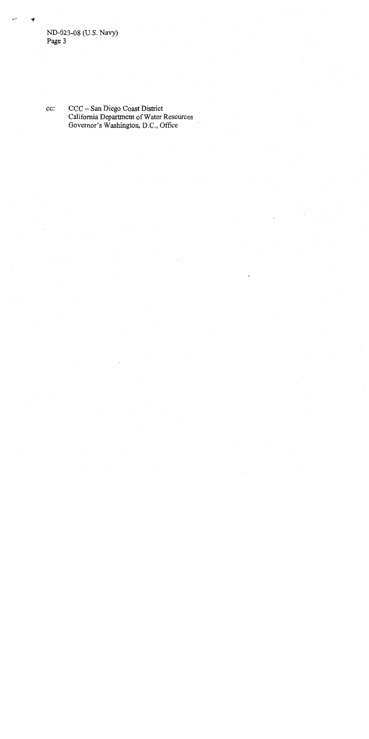cc: CCC – San Diego Coast District
California Department of Water Resources
Governor's Washington, D.C., Office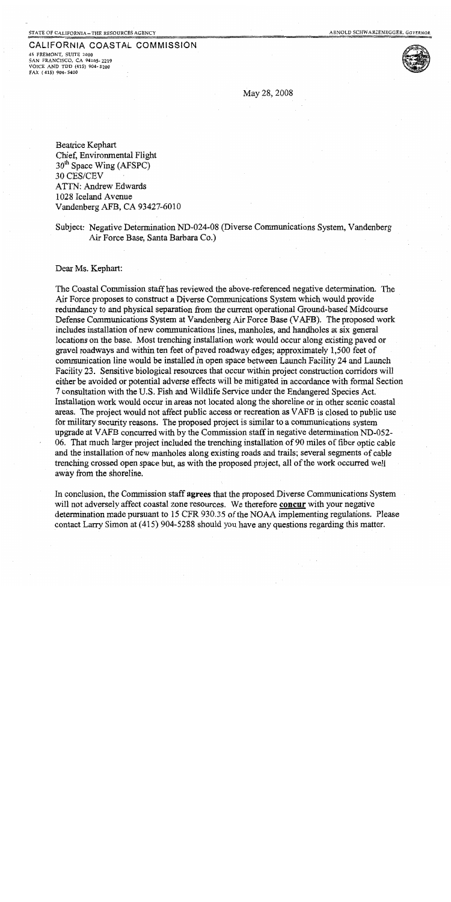STATE OF CALIFORNIA – THE RESOURCES AGENCY

ARNOLD SCHWARZENEGGER, GOVERNOR

**CALIFORNIA COASTAL COMMISSION**
45 FREMONT, SUITE 2000
SAN FRANCISCO, CA 94105-2219
VOICE AND TDD (415) 904-5200
FAX (415) 904-5400

May 28, 2008

Beatrice Kephart
Chief, Environmental Flight
30th Space Wing (AFSPC)
30 CES/CEV
ATTN: Andrew Edwards
1028 Iceland Avenue
Vandenberg AFB, CA 93427-6010

Subject: Negative Determination ND-024-08 (Diverse Communications System, Vandenberg Air Force Base, Santa Barbara Co.)

Dear Ms. Kephart:

The Coastal Commission staff has reviewed the above-referenced negative determination. The Air Force proposes to construct a Diverse Communications System which would provide redundancy to and physical separation from the current operational Ground-based Midcourse Defense Communications System at Vandenberg Air Force Base (VAFB). The proposed work includes installation of new communications lines, manholes, and handholes at six general locations on the base. Most trenching installation work would occur along existing paved or gravel roadways and within ten feet of paved roadway edges; approximately 1,500 feet of communication line would be installed in open space between Launch Facility 24 and Launch Facility 23. Sensitive biological resources that occur within project construction corridors will either be avoided or potential adverse effects will be mitigated in accordance with formal Section 7 consultation with the U.S. Fish and Wildlife Service under the Endangered Species Act. Installation work would occur in areas not located along the shoreline or in other scenic coastal areas. The project would not affect public access or recreation as VAFB is closed to public use for military security reasons. The proposed project is similar to a communications system upgrade at VAFB concurred with by the Commission staff in negative determination ND-052-06. That much larger project included the trenching installation of 90 miles of fiber optic cable and the installation of new manholes along existing roads and trails; several segments of cable trenching crossed open space but, as with the proposed project, all of the work occurred well away from the shoreline.

In conclusion, the Commission staff **agrees** that the proposed Diverse Communications System will not adversely affect coastal zone resources. We therefore **concur** with your negative determination made pursuant to 15 CFR 930.35 of the NOAA implementing regulations. Please contact Larry Simon at (415) 904-5288 should you have any questions regarding this matter.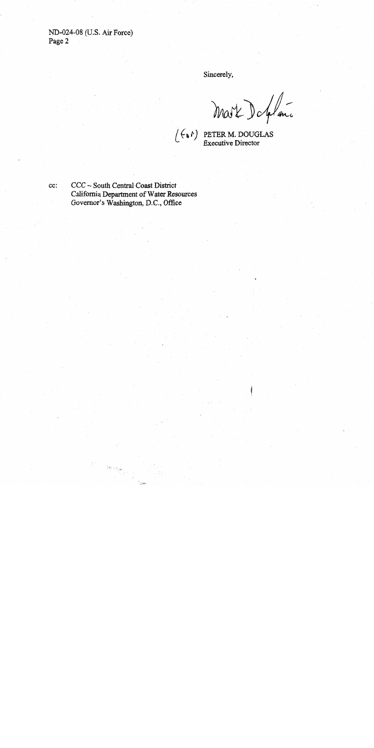Sincerely,

Mark Delaplaine

(for) PETER M. DOUGLAS
Executive Director

cc: CCC – South Central Coast District
California Department of Water Resources
Governor's Washington, D.C., Office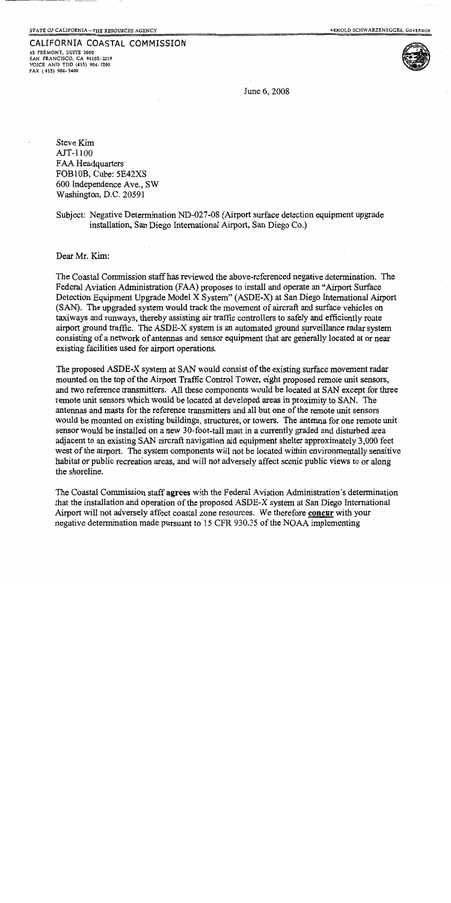STATE OF CALIFORNIA – THE RESOURCES AGENCY

ARNOLD SCHWARZENEGGER, GOVERNOR

CALIFORNIA COASTAL COMMISSION
45 FREMONT, SUITE 2000
SAN FRANCISCO, CA 94105-2219
VOICE AND TDD (415) 904-5200
FAX (415) 904-5400

June 6, 2008

Steve Kim
AJT-1100
FAA Headquarters
FOB10B, Cube: 5E42XS
600 Independence Ave., SW
Washington, D.C. 20591

Subject: Negative Determination ND-027-08 (Airport surface detection equipment upgrade installation, San Diego International Airport, San Diego Co.)

Dear Mr. Kim:

The Coastal Commission staff has reviewed the above-referenced negative determination. The Federal Aviation Administration (FAA) proposes to install and operate an "Airport Surface Detection Equipment Upgrade Model X System" (ASDE-X) at San Diego International Airport (SAN). The upgraded system would track the movement of aircraft and surface vehicles on taxiways and runways, thereby assisting air traffic controllers to safely and efficiently route airport ground traffic. The ASDE-X system is an automated ground surveillance radar system consisting of a network of antennas and sensor equipment that are generally located at or near existing facilities used for airport operations.

The proposed ASDE-X system at SAN would consist of the existing surface movement radar mounted on the top of the Airport Traffic Control Tower, eight proposed remote unit sensors, and two reference transmitters. All these components would be located at SAN except for three remote unit sensors which would be located at developed areas in proximity to SAN. The antennas and masts for the reference transmitters and all but one of the remote unit sensors would be mounted on existing buildings, structures, or towers. The antenna for one remote unit sensor would be installed on a new 30-foot-tall mast in a currently graded and disturbed area adjacent to an existing SAN aircraft navigation aid equipment shelter approximately 3,000 feet west of the airport. The system components will not be located within environmentally sensitive habitat or public recreation areas, and will not adversely affect scenic public views to or along the shoreline.

The Coastal Commission staff **agrees** with the Federal Aviation Administration's determination that the installation and operation of the proposed ASDE-X system at San Diego International Airport will not adversely affect coastal zone resources. We therefore **concur** with your negative determination made pursuant to 15 CFR 930.35 of the NOAA implementing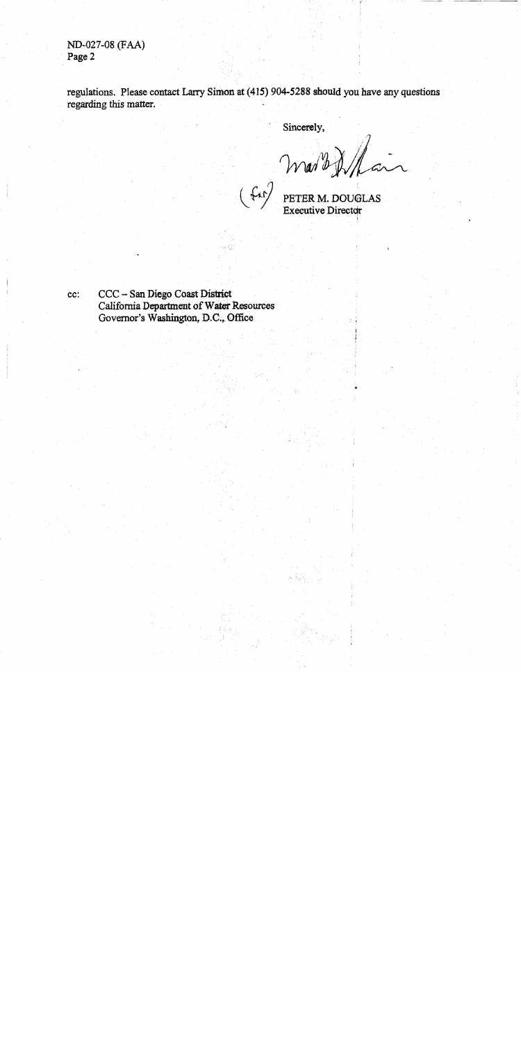regulations. Please contact Larry Simon at (415) 904-5288 should you have any questions regarding this matter.

Sincerely,

(for) PETER M. DOUGLAS
Executive Director

cc: CCC – San Diego Coast District
California Department of Water Resources
Governor's Washington, D.C., Office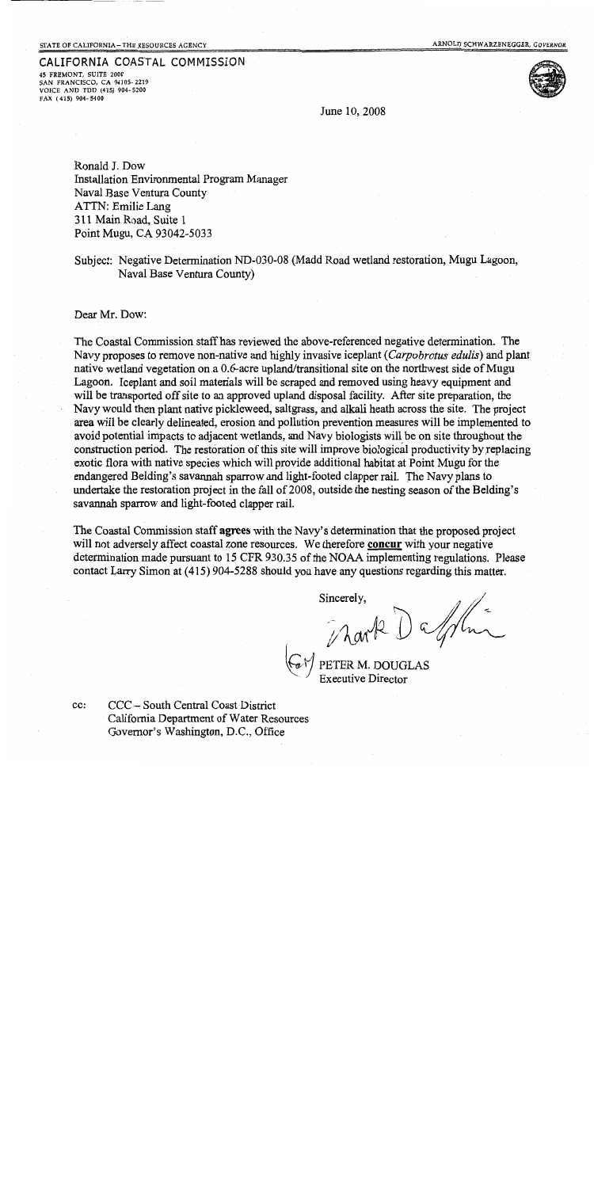STATE OF CALIFORNIA – THE RESOURCES AGENCY ARNOLD SCHWARZENEGGER, GOVERNOR

**CALIFORNIA COASTAL COMMISSION**
45 FREMONT, SUITE 2000
SAN FRANCISCO, CA 94105- 2219
VOICE AND TDD (415) 904- 5200
FAX (415) 904- 5400

June 10, 2008

Ronald J. Dow
Installation Environmental Program Manager
Naval Base Ventura County
ATTN: Emilie Lang
311 Main Road, Suite 1
Point Mugu, CA 93042-5033

Subject: Negative Determination ND-030-08 (Madd Road wetland restoration, Mugu Lagoon, Naval Base Ventura County)

Dear Mr. Dow:

The Coastal Commission staff has reviewed the above-referenced negative determination. The Navy proposes to remove non-native and highly invasive iceplant (*Carpobrotus edulis*) and plant native wetland vegetation on a 0.6-acre upland/transitional site on the northwest side of Mugu Lagoon. Iceplant and soil materials will be scraped and removed using heavy equipment and will be transported off site to an approved upland disposal facility. After site preparation, the Navy would then plant native pickleweed, saltgrass, and alkali heath across the site. The project area will be clearly delineated, erosion and pollution prevention measures will be implemented to avoid potential impacts to adjacent wetlands, and Navy biologists will be on site throughout the construction period. The restoration of this site will improve biological productivity by replacing exotic flora with native species which will provide additional habitat at Point Mugu for the endangered Belding's savannah sparrow and light-footed clapper rail. The Navy plans to undertake the restoration project in the fall of 2008, outside the nesting season of the Belding's savannah sparrow and light-footed clapper rail.

The Coastal Commission staff **agrees** with the Navy's determination that the proposed project will not adversely affect coastal zone resources. We therefore **concur** with your negative determination made pursuant to 15 CFR 930.35 of the NOAA implementing regulations. Please contact Larry Simon at (415) 904-5288 should you have any questions regarding this matter.

Sincerely,

Mark Delaplaine
for PETER M. DOUGLAS
Executive Director

cc: CCC – South Central Coast District
California Department of Water Resources
Governor's Washington, D.C., Office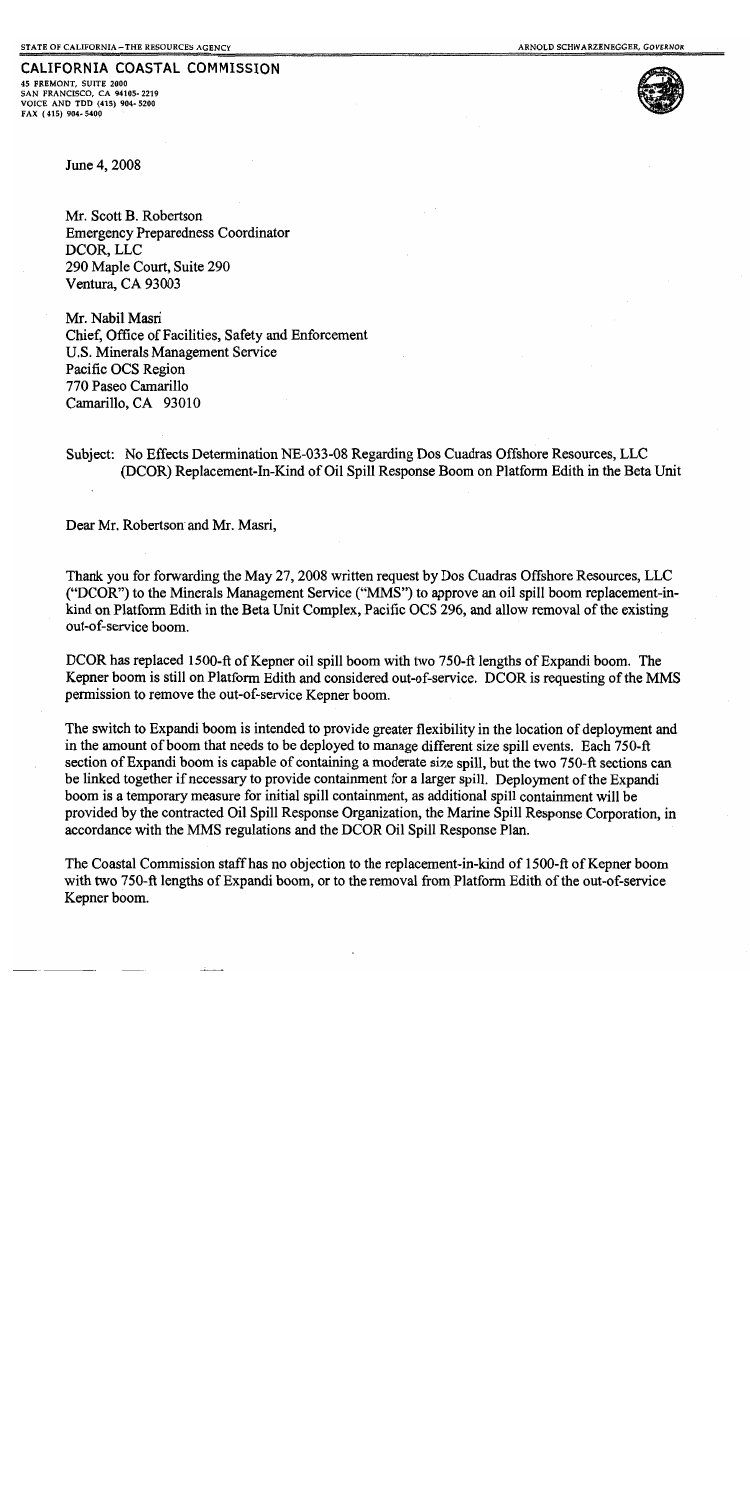STATE OF CALIFORNIA – THE RESOURCES AGENCY

ARNOLD SCHWARZENEGGER, GOVERNOR

**CALIFORNIA COASTAL COMMISSION**
45 FREMONT, SUITE 2000
SAN FRANCISCO, CA 94105-2219
VOICE AND TDD (415) 904-5200
FAX (415) 904-5400

June 4, 2008

Mr. Scott B. Robertson
Emergency Preparedness Coordinator
DCOR, LLC
290 Maple Court, Suite 290
Ventura, CA 93003

Mr. Nabil Masri
Chief, Office of Facilities, Safety and Enforcement
U.S. Minerals Management Service
Pacific OCS Region
770 Paseo Camarillo
Camarillo, CA 93010

Subject: No Effects Determination NE-033-08 Regarding Dos Cuadras Offshore Resources, LLC (DCOR) Replacement-In-Kind of Oil Spill Response Boom on Platform Edith in the Beta Unit

Dear Mr. Robertson and Mr. Masri,

Thank you for forwarding the May 27, 2008 written request by Dos Cuadras Offshore Resources, LLC ("DCOR") to the Minerals Management Service ("MMS") to approve an oil spill boom replacement-in-kind on Platform Edith in the Beta Unit Complex, Pacific OCS 296, and allow removal of the existing out-of-service boom.

DCOR has replaced 1500-ft of Kepner oil spill boom with two 750-ft lengths of Expandi boom. The Kepner boom is still on Platform Edith and considered out-of-service. DCOR is requesting of the MMS permission to remove the out-of-service Kepner boom.

The switch to Expandi boom is intended to provide greater flexibility in the location of deployment and in the amount of boom that needs to be deployed to manage different size spill events. Each 750-ft section of Expandi boom is capable of containing a moderate size spill, but the two 750-ft sections can be linked together if necessary to provide containment for a larger spill. Deployment of the Expandi boom is a temporary measure for initial spill containment, as additional spill containment will be provided by the contracted Oil Spill Response Organization, the Marine Spill Response Corporation, in accordance with the MMS regulations and the DCOR Oil Spill Response Plan.

The Coastal Commission staff has no objection to the replacement-in-kind of 1500-ft of Kepner boom with two 750-ft lengths of Expandi boom, or to the removal from Platform Edith of the out-of-service Kepner boom.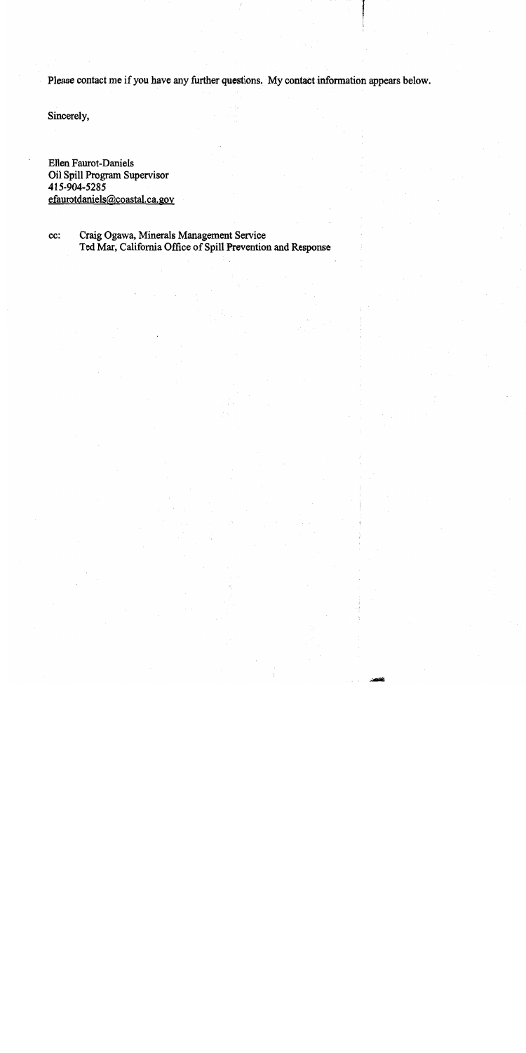Please contact me if you have any further questions. My contact information appears below.

Sincerely,

Ellen Faurot-Daniels
Oil Spill Program Supervisor
415-904-5285
efaurotdaniels@coastal.ca.gov

cc: Craig Ogawa, Minerals Management Service
Ted Mar, California Office of Spill Prevention and Response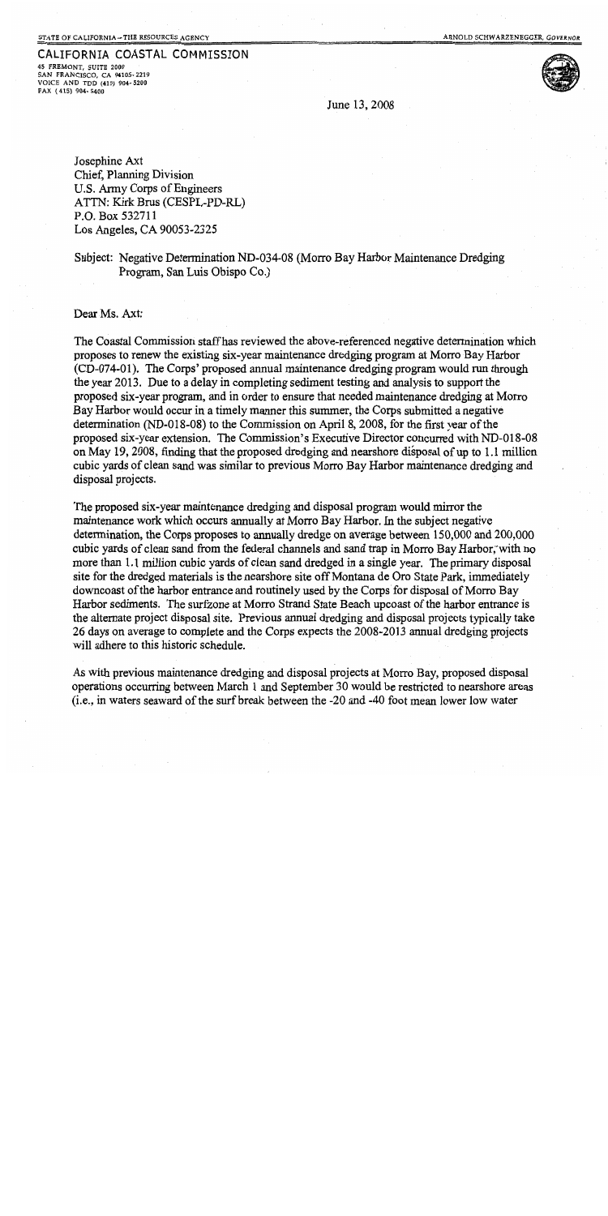STATE OF CALIFORNIA – THE RESOURCES AGENCY

ARNOLD SCHWARZENEGGER, GOVERNOR

**CALIFORNIA COASTAL COMMISSION**
45 FREMONT, SUITE 2000
SAN FRANCISCO, CA 94105-2219
VOICE AND TDD (415) 904-5200
FAX (415) 904-5400

June 13, 2008

Josephine Axt
Chief, Planning Division
U.S. Army Corps of Engineers
ATTN: Kirk Brus (CESPL-PD-RL)
P.O. Box 532711
Los Angeles, CA 90053-2325

Subject: Negative Determination ND-034-08 (Morro Bay Harbor Maintenance Dredging Program, San Luis Obispo Co.)

Dear Ms. Axt:

The Coastal Commission staff has reviewed the above-referenced negative determination which proposes to renew the existing six-year maintenance dredging program at Morro Bay Harbor (CD-074-01). The Corps' proposed annual maintenance dredging program would run through the year 2013. Due to a delay in completing sediment testing and analysis to support the proposed six-year program, and in order to ensure that needed maintenance dredging at Morro Bay Harbor would occur in a timely manner this summer, the Corps submitted a negative determination (ND-018-08) to the Commission on April 8, 2008, for the first year of the proposed six-year extension. The Commission's Executive Director concurred with ND-018-08 on May 19, 2008, finding that the proposed dredging and nearshore disposal of up to 1.1 million cubic yards of clean sand was similar to previous Morro Bay Harbor maintenance dredging and disposal projects.

The proposed six-year maintenance dredging and disposal program would mirror the maintenance work which occurs annually at Morro Bay Harbor. In the subject negative determination, the Corps proposes to annually dredge on average between 150,000 and 200,000 cubic yards of clean sand from the federal channels and sand trap in Morro Bay Harbor, with no more than 1.1 million cubic yards of clean sand dredged in a single year. The primary disposal site for the dredged materials is the nearshore site off Montana de Oro State Park, immediately downcoast of the harbor entrance and routinely used by the Corps for disposal of Morro Bay Harbor sediments. The surfzone at Morro Strand State Beach upcoast of the harbor entrance is the alternate project disposal site. Previous annual dredging and disposal projects typically take 26 days on average to complete and the Corps expects the 2008-2013 annual dredging projects will adhere to this historic schedule.

As with previous maintenance dredging and disposal projects at Morro Bay, proposed disposal operations occurring between March 1 and September 30 would be restricted to nearshore areas (i.e., in waters seaward of the surf break between the -20 and -40 foot mean lower low water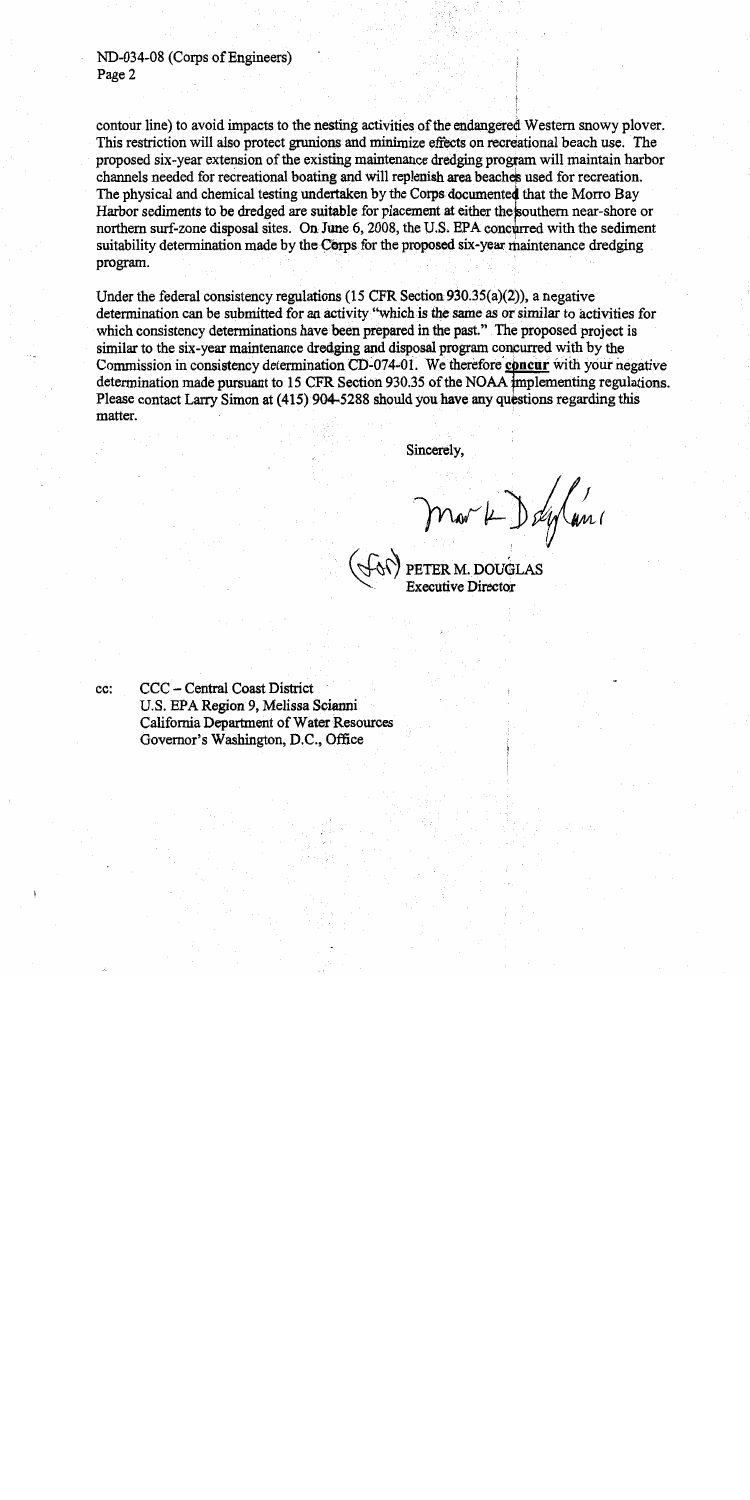contour line) to avoid impacts to the nesting activities of the endangered Western snowy plover. This restriction will also protect grunions and minimize effects on recreational beach use. The proposed six-year extension of the existing maintenance dredging program will maintain harbor channels needed for recreational boating and will replenish area beaches used for recreation. The physical and chemical testing undertaken by the Corps documented that the Morro Bay Harbor sediments to be dredged are suitable for placement at either the southern near-shore or northern surf-zone disposal sites. On June 6, 2008, the U.S. EPA concurred with the sediment suitability determination made by the Corps for the proposed six-year maintenance dredging program.

Under the federal consistency regulations (15 CFR Section 930.35(a)(2)), a negative determination can be submitted for an activity "which is the same as or similar to activities for which consistency determinations have been prepared in the past." The proposed project is similar to the six-year maintenance dredging and disposal program concurred with by the Commission in consistency determination CD-074-01. We therefore **concur** with your negative determination made pursuant to 15 CFR Section 930.35 of the NOAA implementing regulations. Please contact Larry Simon at (415) 904-5288 should you have any questions regarding this matter.

Sincerely,

(for) PETER M. DOUGLAS
Executive Director

cc: CCC – Central Coast District
U.S. EPA Region 9, Melissa Scianni
California Department of Water Resources
Governor's Washington, D.C., Office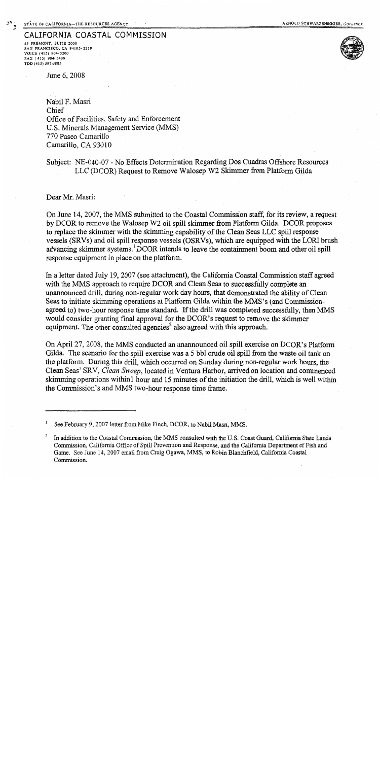STATE OF CALIFORNIA—THE RESOURCES AGENCY ARNOLD SCHWARZENEGGER, *GOVERNOR*

**CALIFORNIA COASTAL COMMISSION**
45 FREMONT, SUITE 2000
SAN FRANCISCO, CA 94105-2219
VOICE (415) 904-5200
FAX (415) 904-5400
TDD (415) 597-5885

June 6, 2008

Nabil F. Masri
Chief
Office of Facilities, Safety and Enforcement
U.S. Minerals Management Service (MMS)
770 Paseo Camarillo
Camarillo, CA 93010

Subject: NE-040-07 - No Effects Determination Regarding Dos Cuadras Offshore Resources LLC (DCOR) Request to Remove Walosep W2 Skimmer from Platform Gilda

Dear Mr. Masri:

On June 14, 2007, the MMS submitted to the Coastal Commission staff, for its review, a request by DCOR to remove the Walosep W2 oil spill skimmer from Platform Gilda. DCOR proposes to replace the skimmer with the skimming capability of the Clean Seas LLC spill response vessels (SRVs) and oil spill response vessels (OSRVs), which are equipped with the LORI brush advancing skimmer systems.[1] DCOR intends to leave the containment boom and other oil spill response equipment in place on the platform.

In a letter dated July 19, 2007 (see attachment), the California Coastal Commission staff agreed with the MMS approach to require DCOR and Clean Seas to successfully complete an unannounced drill, during non-regular work day hours, that demonstrated the ability of Clean Seas to initiate skimming operations at Platform Gilda within the MMS's (and Commission-agreed to) two-hour response time standard. If the drill was completed successfully, then MMS would consider granting final approval for the DCOR's request to remove the skimmer equipment. The other consulted agencies[2] also agreed with this approach.

On April 27, 2008, the MMS conducted an unannounced oil spill exercise on DCOR's Platform Gilda. The scenario for the spill exercise was a 5 bbl crude oil spill from the waste oil tank on the platform. During this drill, which occurred on Sunday during non-regular work hours, the Clean Seas' SRV, *Clean Sweep*, located in Ventura Harbor, arrived on location and commenced skimming operations within1 hour and 15 minutes of the initiation the drill, which is well within the Commission's and MMS two-hour response time frame.

---

[1] See February 9, 2007 letter from Mike Finch, DCOR, to Nabil Masri, MMS.

[2] In addition to the Coastal Commission, the MMS consulted with the U.S. Coast Guard, California State Lands Commission, California Office of Spill Prevention and Response, and the California Department of Fish and Game. See June 14, 2007 email from Craig Ogawa, MMS, to Robin Blanchfield, California Coastal Commission.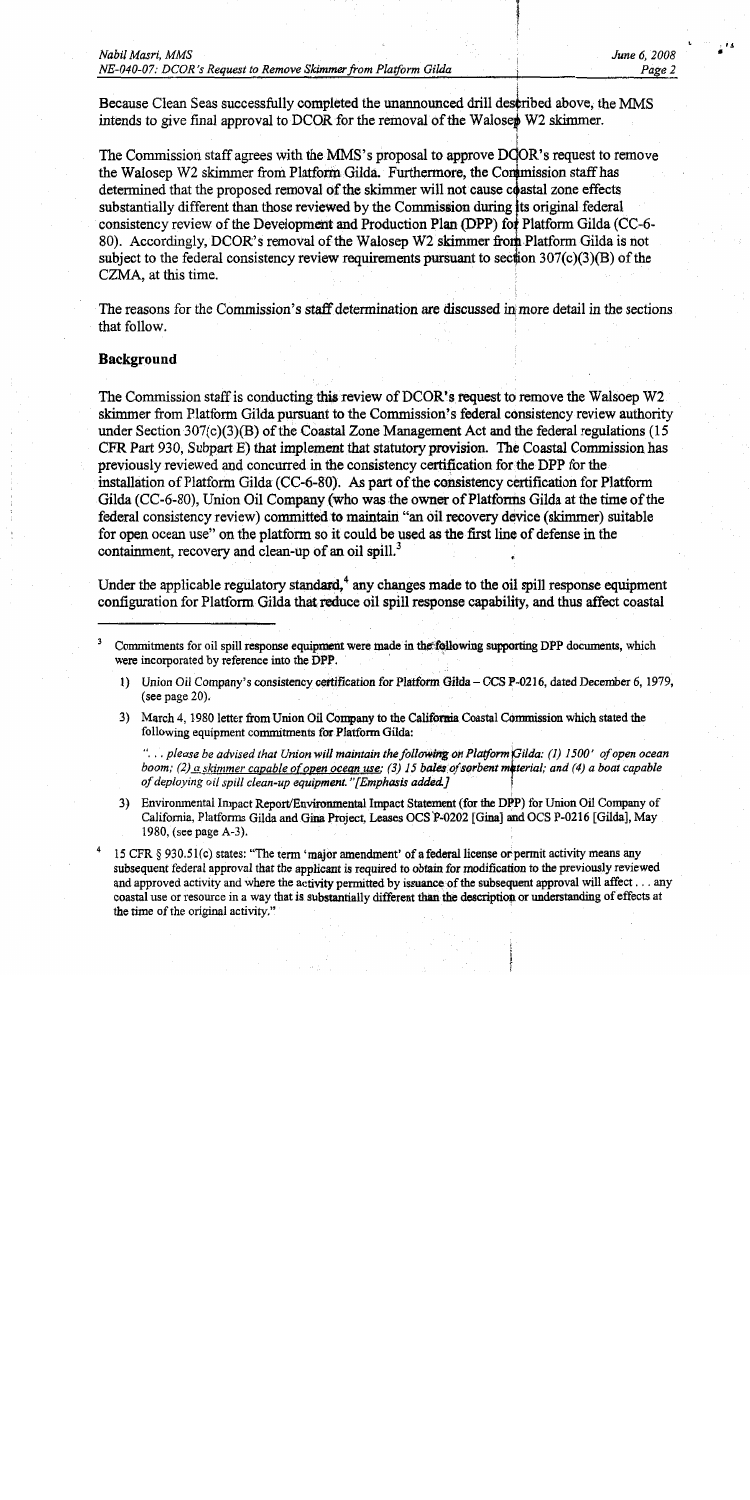Because Clean Seas successfully completed the unannounced drill described above, the MMS intends to give final approval to DCOR for the removal of the Walosep W2 skimmer.

The Commission staff agrees with the MMS's proposal to approve DCOR's request to remove the Walosep W2 skimmer from Platform Gilda. Furthermore, the Commission staff has determined that the proposed removal of the skimmer will not cause coastal zone effects substantially different than those reviewed by the Commission during its original federal consistency review of the Development and Production Plan (DPP) for Platform Gilda (CC-6-80). Accordingly, DCOR's removal of the Walosep W2 skimmer from Platform Gilda is not subject to the federal consistency review requirements pursuant to section 307(c)(3)(B) of the CZMA, at this time.

The reasons for the Commission's staff determination are discussed in more detail in the sections that follow.

## Background

The Commission staff is conducting this review of DCOR's request to remove the Walsoep W2 skimmer from Platform Gilda pursuant to the Commission's federal consistency review authority under Section 307(c)(3)(B) of the Coastal Zone Management Act and the federal regulations (15 CFR Part 930, Subpart E) that implement that statutory provision. The Coastal Commission has previously reviewed and concurred in the consistency certification for the DPP for the installation of Platform Gilda (CC-6-80). As part of the consistency certification for Platform Gilda (CC-6-80), Union Oil Company (who was the owner of Platforms Gilda at the time of the federal consistency review) committed to maintain "an oil recovery device (skimmer) suitable for open ocean use" on the platform so it could be used as the first line of defense in the containment, recovery and clean-up of an oil spill.[3]

Under the applicable regulatory standard,[4] any changes made to the oil spill response equipment configuration for Platform Gilda that reduce oil spill response capability, and thus affect coastal

---

[3] Commitments for oil spill response equipment were made in the following supporting DPP documents, which were incorporated by reference into the DPP.

1) Union Oil Company's consistency certification for Platform Gilda – CCS P-0216, dated December 6, 1979, (see page 20).

3) March 4, 1980 letter from Union Oil Company to the California Coastal Commission which stated the following equipment commitments for Platform Gilda:

*". . . please be advised that Union will maintain the following on Platform Gilda: (1) 1500' of open ocean boom; (2) a skimmer capable of open ocean use; (3) 15 bales of sorbent material; and (4) a boat capable of deploying oil spill clean-up equipment." [Emphasis added.]*

3) Environmental Impact Report/Environmental Impact Statement (for the DPP) for Union Oil Company of California, Platforms Gilda and Gina Project, Leases OCS P-0202 [Gina] and OCS P-0216 [Gilda], May 1980, (see page A-3).

[4] 15 CFR § 930.51(c) states: "The term 'major amendment' of a federal license or permit activity means any subsequent federal approval that the applicant is required to obtain for modification to the previously reviewed and approved activity and where the activity permitted by issuance of the subsequent approval will affect . . . any coastal use or resource in a way that is substantially different than the description or understanding of effects at the time of the original activity."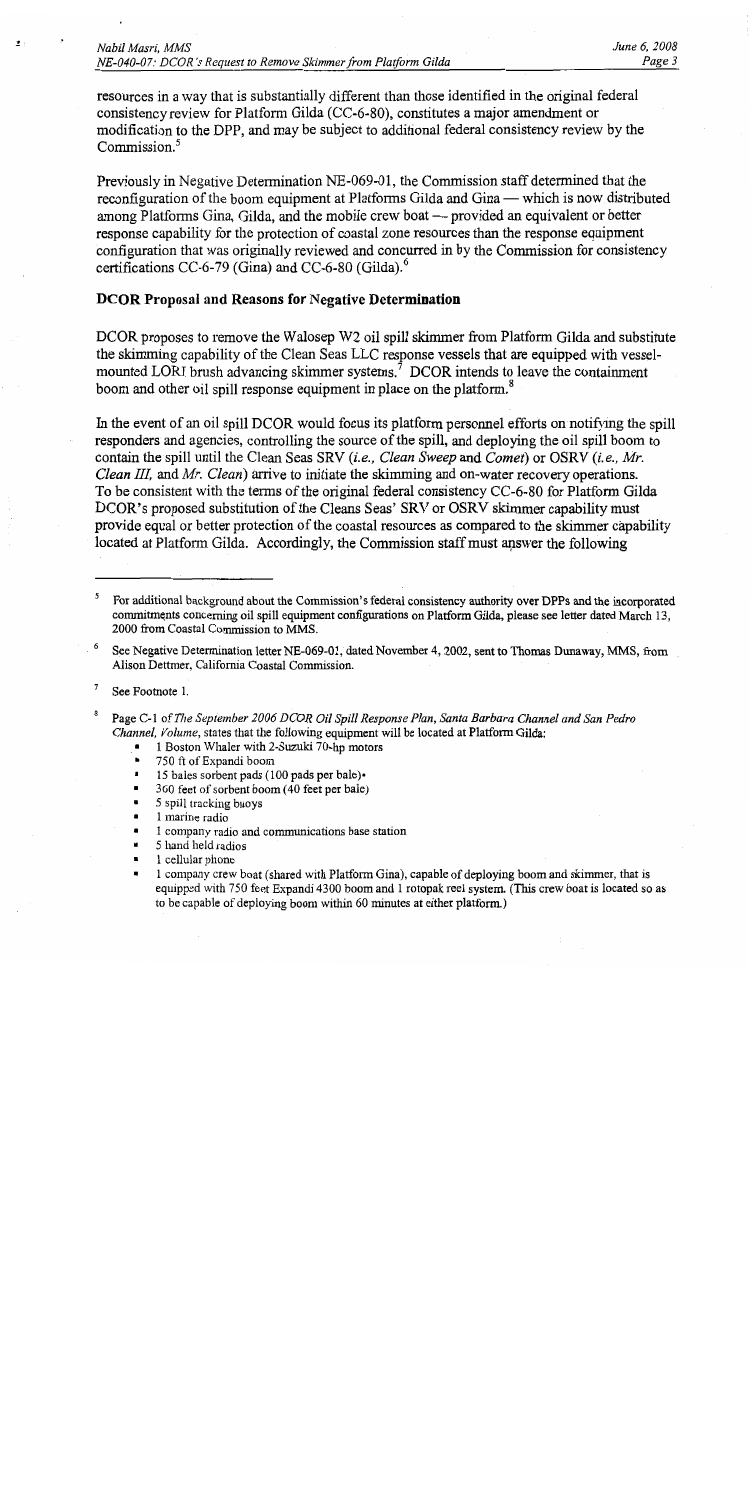resources in a way that is substantially different than those identified in the original federal consistency review for Platform Gilda (CC-6-80), constitutes a major amendment or modification to the DPP, and may be subject to additional federal consistency review by the Commission.[5]

Previously in Negative Determination NE-069-01, the Commission staff determined that the reconfiguration of the boom equipment at Platforms Gilda and Gina — which is now distributed among Platforms Gina, Gilda, and the mobile crew boat — provided an equivalent or better response capability for the protection of coastal zone resources than the response equipment configuration that was originally reviewed and concurred in by the Commission for consistency certifications CC-6-79 (Gina) and CC-6-80 (Gilda).[6]

### DCOR Proposal and Reasons for Negative Determination

DCOR proposes to remove the Walosep W2 oil spill skimmer from Platform Gilda and substitute the skimming capability of the Clean Seas LLC response vessels that are equipped with vessel-mounted LORI brush advancing skimmer systems.[7] DCOR intends to leave the containment boom and other oil spill response equipment in place on the platform.[8]

In the event of an oil spill DCOR would focus its platform personnel efforts on notifying the spill responders and agencies, controlling the source of the spill, and deploying the oil spill boom to contain the spill until the Clean Seas SRV (*i.e., Clean Sweep* and *Comet*) or OSRV (*i.e., Mr. Clean III,* and *Mr. Clean*) arrive to initiate the skimming and on-water recovery operations. To be consistent with the terms of the original federal consistency CC-6-80 for Platform Gilda DCOR's proposed substitution of the Cleans Seas' SRV or OSRV skimmer capability must provide equal or better protection of the coastal resources as compared to the skimmer capability located at Platform Gilda. Accordingly, the Commission staff must answer the following

---

[5] For additional background about the Commission's federal consistency authority over DPPs and the incorporated commitments concerning oil spill equipment configurations on Platform Gilda, please see letter dated March 13, 2000 from Coastal Commission to MMS.

[6] See Negative Determination letter NE-069-01, dated November 4, 2002, sent to Thomas Dunaway, MMS, from Alison Dettmer, California Coastal Commission.

[7] See Footnote 1.

[8] Page C-1 of *The September 2006 DCOR Oil Spill Response Plan, Santa Barbara Channel and San Pedro Channel, Volume*, states that the following equipment will be located at Platform Gilda:

- 1 Boston Whaler with 2-Suzuki 70-hp motors
- 750 ft of Expandi boom
- 15 bales sorbent pads (100 pads per bale)
- 360 feet of sorbent boom (40 feet per bale)
- 5 spill tracking buoys
- 1 marine radio
- 1 company radio and communications base station
- 5 hand held radios
- 1 cellular phone
- 1 company crew boat (shared with Platform Gina), capable of deploying boom and skimmer, that is equipped with 750 feet Expandi 4300 boom and 1 rotopak reel system. (This crew boat is located so as to be capable of deploying boom within 60 minutes at either platform.)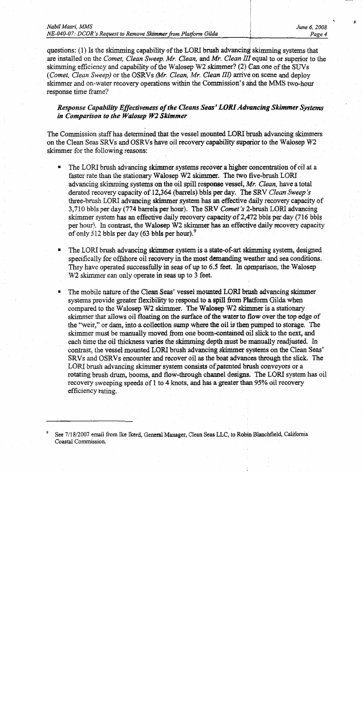questions: (1) Is the skimming capability of the LORI brush advancing skimming systems that are installed on the *Comet, Clean Sweep, Mr. Clean,* and *Mr. Clean III* equal to or superior to the skimming efficiency and capability of the Walosep W2 skimmer? (2) Can one of the SUVs (*Comet, Clean Sweep*) or the OSRVs (*Mr. Clean, Mr. Clean III*) arrive on scene and deploy skimmer and on-water recovery operations within the Commission's and the MMS two-hour response time frame?

### *Response Capability Effectiveness of the Cleans Seas' LORI Advancing Skimmer Systems in Comparison to the Walosep W2 Skimmer*

The Commission staff has determined that the vessel mounted LORI brush advancing skimmers on the Clean Seas SRVs and OSRVs have oil recovery capability superior to the Walosep W2 skimmer for the following reasons:

- The LORI brush advancing skimmer systems recover a higher concentration of oil at a faster rate than the stationary Walosep W2 skimmer. The two five-brush LORI advancing skimming systems on the oil spill response vessel, *Mr. Clean*, have a total derated recovery capacity of 12,364 (barrels) bbls per day. The SRV *Clean Sweep's* three-brush LORI advancing skimmer system has an effective daily recovery capacity of 3,710 bbls per day (774 barrels per hour). The SRV *Comet's* 2-brush LORI advancing skimmer system has an effective daily recovery capacity of 2,472 bbls per day (716 bbls per hour). In contrast, the Walosep W2 skimmer has an effective daily recovery capacity of only 512 bbls per day (63 bbls per hour).[9]
- The LORI brush advancing skimmer system is a state-of-art skimming system, designed specifically for offshore oil recovery in the most demanding weather and sea conditions. They have operated successfully in seas of up to 6.5 feet. In comparison, the Walosep W2 skimmer can only operate in seas up to 3 feet.
- The mobile nature of the Clean Seas' vessel mounted LORI brush advancing skimmer systems provide greater flexibility to respond to a spill from Platform Gilda when compared to the Walosep W2 skimmer. The Walosep W2 skimmer is a stationary skimmer that allows oil floating on the surface of the water to flow over the top edge of the "weir," or dam, into a collection sump where the oil is then pumped to storage. The skimmer must be manually moved from one boom-contained oil slick to the next, and each time the oil thickness varies the skimming depth must be manually readjusted. In contrast, the vessel mounted LORI brush advancing skimmer systems on the Clean Seas' SRVs and OSRVs encounter and recover oil as the boat advances through the slick. The LORI brush advancing skimmer system consists of patented brush conveyors or a rotating brush drum, booms, and flow-through channel designs. The LORI system has oil recovery sweeping speeds of 1 to 4 knots, and has a greater than 95% oil recovery efficiency rating.

---

[9] See 7/18/2007 email from Ike Ikerd, General Manager, Clean Seas LLC, to Robin Blanchfield, California Coastal Commission.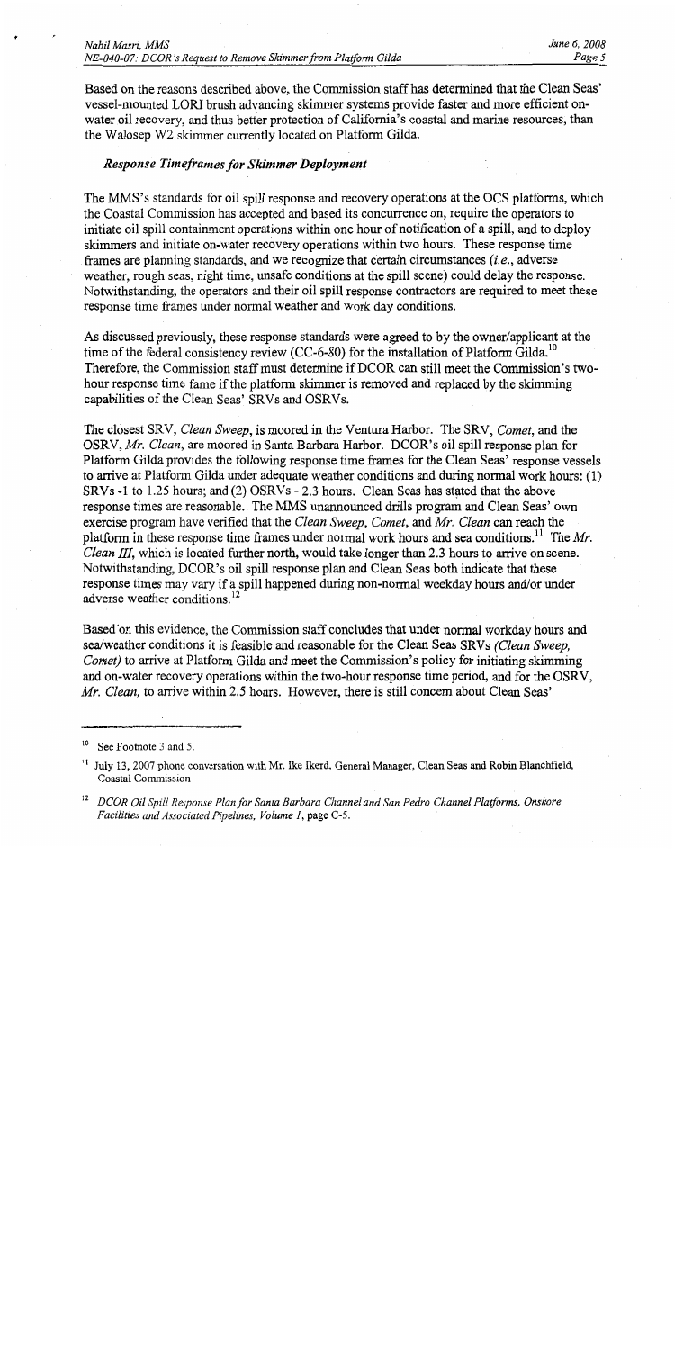Based on the reasons described above, the Commission staff has determined that the Clean Seas' vessel-mounted LORI brush advancing skimmer systems provide faster and more efficient on-water oil recovery, and thus better protection of California's coastal and marine resources, than the Walosep W2 skimmer currently located on Platform Gilda.

### *Response Timeframes for Skimmer Deployment*

The MMS's standards for oil spill response and recovery operations at the OCS platforms, which the Coastal Commission has accepted and based its concurrence on, require the operators to initiate oil spill containment operations within one hour of notification of a spill, and to deploy skimmers and initiate on-water recovery operations within two hours. These response time frames are planning standards, and we recognize that certain circumstances (*i.e.*, adverse weather, rough seas, night time, unsafe conditions at the spill scene) could delay the response. Notwithstanding, the operators and their oil spill response contractors are required to meet these response time frames under normal weather and work day conditions.

As discussed previously, these response standards were agreed to by the owner/applicant at the time of the federal consistency review (CC-6-80) for the installation of Platform Gilda.[10] Therefore, the Commission staff must determine if DCOR can still meet the Commission's two-hour response time fame if the platform skimmer is removed and replaced by the skimming capabilities of the Clean Seas' SRVs and OSRVs.

The closest SRV, *Clean Sweep*, is moored in the Ventura Harbor. The SRV, *Comet*, and the OSRV, *Mr. Clean*, are moored in Santa Barbara Harbor. DCOR's oil spill response plan for Platform Gilda provides the following response time frames for the Clean Seas' response vessels to arrive at Platform Gilda under adequate weather conditions and during normal work hours: (1) SRVs -1 to 1.25 hours; and (2) OSRVs - 2.3 hours. Clean Seas has stated that the above response times are reasonable. The MMS unannounced drills program and Clean Seas' own exercise program have verified that the *Clean Sweep*, *Comet*, and *Mr. Clean* can reach the platform in these response time frames under normal work hours and sea conditions.[11] The *Mr. Clean III*, which is located further north, would take longer than 2.3 hours to arrive on scene. Notwithstanding, DCOR's oil spill response plan and Clean Seas both indicate that these response times may vary if a spill happened during non-normal weekday hours and/or under adverse weather conditions.[12]

Based on this evidence, the Commission staff concludes that under normal workday hours and sea/weather conditions it is feasible and reasonable for the Clean Seas SRVs *(Clean Sweep, Comet)* to arrive at Platform Gilda and meet the Commission's policy for initiating skimming and on-water recovery operations within the two-hour response time period, and for the OSRV, *Mr. Clean*, to arrive within 2.5 hours. However, there is still concern about Clean Seas'

---

[10] See Footnote 3 and 5.

[11] July 13, 2007 phone conversation with Mr. Ike Ikerd, General Manager, Clean Seas and Robin Blanchfield, Coastal Commission

[12] *DCOR Oil Spill Response Plan for Santa Barbara Channel and San Pedro Channel Platforms, Onshore Facilities and Associated Pipelines, Volume 1*, page C-5.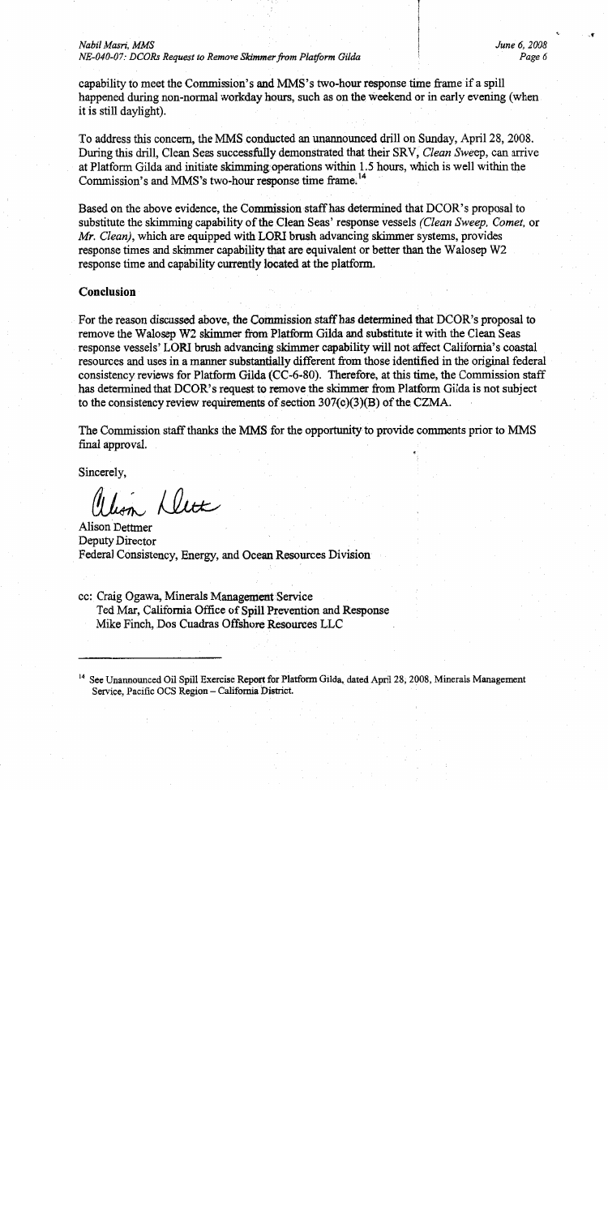capability to meet the Commission's and MMS's two-hour response time frame if a spill happened during non-normal workday hours, such as on the weekend or in early evening (when it is still daylight).

To address this concern, the MMS conducted an unannounced drill on Sunday, April 28, 2008. During this drill, Clean Seas successfully demonstrated that their SRV, *Clean Sweep*, can arrive at Platform Gilda and initiate skimming operations within 1.5 hours, which is well within the Commission's and MMS's two-hour response time frame.[14]

Based on the above evidence, the Commission staff has determined that DCOR's proposal to substitute the skimming capability of the Clean Seas' response vessels *(Clean Sweep, Comet,* or *Mr. Clean)*, which are equipped with LORI brush advancing skimmer systems, provides response times and skimmer capability that are equivalent or better than the Walosep W2 response time and capability currently located at the platform.

**Conclusion**

For the reason discussed above, the Commission staff has determined that DCOR's proposal to remove the Walosep W2 skimmer from Platform Gilda and substitute it with the Clean Seas response vessels' LORI brush advancing skimmer capability will not affect California's coastal resources and uses in a manner substantially different from those identified in the original federal consistency reviews for Platform Gilda (CC-6-80). Therefore, at this time, the Commission staff has determined that DCOR's request to remove the skimmer from Platform Gilda is not subject to the consistency review requirements of section 307(c)(3)(B) of the CZMA.

The Commission staff thanks the MMS for the opportunity to provide comments prior to MMS final approval.

Sincerely,

Alison Dettmer
Deputy Director
Federal Consistency, Energy, and Ocean Resources Division

cc: Craig Ogawa, Minerals Management Service
Ted Mar, California Office of Spill Prevention and Response
Mike Finch, Dos Cuadras Offshore Resources LLC

---

[14] See Unannounced Oil Spill Exercise Report for Platform Gilda, dated April 28, 2008, Minerals Management Service, Pacific OCS Region – California District.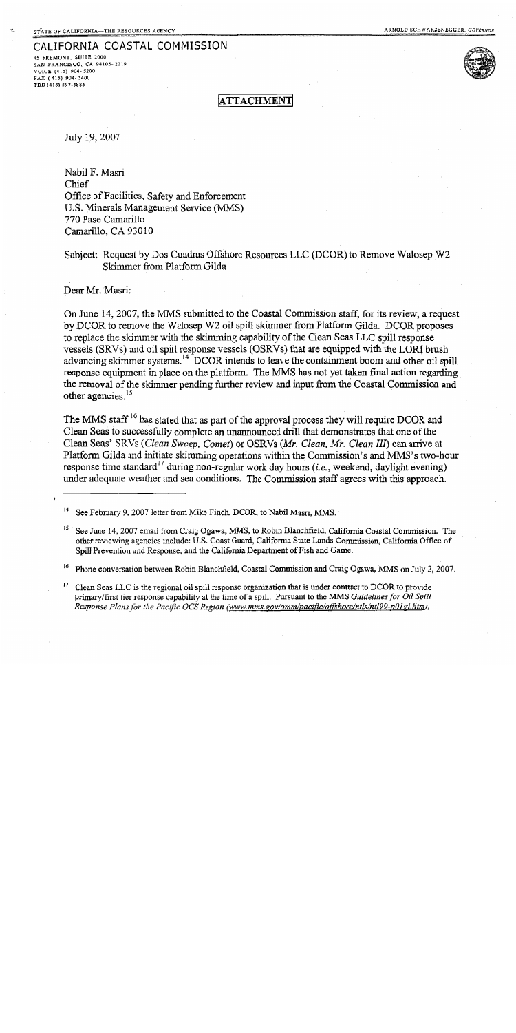STATE OF CALIFORNIA—THE RESOURCES AGENCY ARNOLD SCHWARZENEGGER, *GOVERNOR*

# CALIFORNIA COASTAL COMMISSION

45 FREMONT, SUITE 2000
SAN FRANCISCO, CA 94105-2219
VOICE (415) 904-5200
FAX (415) 904-5400
TDD (415) 597-5885

**ATTACHMENT**

July 19, 2007

Nabil F. Masri
Chief
Office of Facilities, Safety and Enforcement
U.S. Minerals Management Service (MMS)
770 Pase Camarillo
Camarillo, CA 93010

Subject: Request by Dos Cuadras Offshore Resources LLC (DCOR) to Remove Walosep W2 Skimmer from Platform Gilda

Dear Mr. Masri:

On June 14, 2007, the MMS submitted to the Coastal Commission staff, for its review, a request by DCOR to remove the Walosep W2 oil spill skimmer from Platform Gilda. DCOR proposes to replace the skimmer with the skimming capability of the Clean Seas LLC spill response vessels (SRVs) and oil spill response vessels (OSRVs) that are equipped with the LORI brush advancing skimmer systems.[14] DCOR intends to leave the containment boom and other oil spill response equipment in place on the platform. The MMS has not yet taken final action regarding the removal of the skimmer pending further review and input from the Coastal Commission and other agencies.[15]

The MMS staff[16] has stated that as part of the approval process they will require DCOR and Clean Seas to successfully complete an unannounced drill that demonstrates that one of the Clean Seas' SRVs (*Clean Sweep, Comet*) or OSRVs (*Mr. Clean, Mr. Clean III*) can arrive at Platform Gilda and initiate skimming operations within the Commission's and MMS's two-hour response time standard[17] during non-regular work day hours (*i.e.*, weekend, daylight evening) under adequate weather and sea conditions. The Commission staff agrees with this approach.

---

[14] See February 9, 2007 letter from Mike Finch, DCOR, to Nabil Masri, MMS.

[15] See June 14, 2007 email from Craig Ogawa, MMS, to Robin Blanchfield, California Coastal Commission. The other reviewing agencies include: U.S. Coast Guard, California State Lands Commission, California Office of Spill Prevention and Response, and the California Department of Fish and Game.

[16] Phone conversation between Robin Blanchfield, Coastal Commission and Craig Ogawa, MMS on July 2, 2007.

[17] Clean Seas LLC is the regional oil spill response organization that is under contract to DCOR to provide primary/first tier response capability at the time of a spill. Pursuant to the MMS *Guidelines for Oil Spill Response Plans for the Pacific OCS Region (www.mms.gov/omm/pacific/offshore/ntls/ntl99-p01gl.htm)*,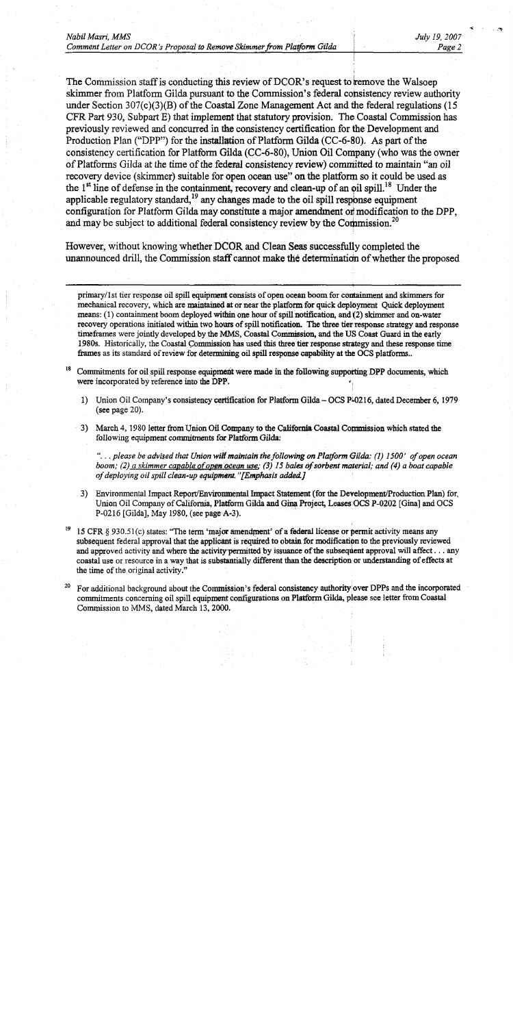The Commission staff is conducting this review of DCOR's request to remove the Walsoep skimmer from Platform Gilda pursuant to the Commission's federal consistency review authority under Section 307(c)(3)(B) of the Coastal Zone Management Act and the federal regulations (15 CFR Part 930, Subpart E) that implement that statutory provision. The Coastal Commission has previously reviewed and concurred in the consistency certification for the Development and Production Plan ("DPP") for the installation of Platform Gilda (CC-6-80). As part of the consistency certification for Platform Gilda (CC-6-80), Union Oil Company (who was the owner of Platforms Gilda at the time of the federal consistency review) committed to maintain "an oil recovery device (skimmer) suitable for open ocean use" on the platform so it could be used as the 1st line of defense in the containment, recovery and clean-up of an oil spill.[18] Under the applicable regulatory standard,[19] any changes made to the oil spill response equipment configuration for Platform Gilda may constitute a major amendment or modification to the DPP, and may be subject to additional federal consistency review by the Commission.[20]

However, without knowing whether DCOR and Clean Seas successfully completed the unannounced drill, the Commission staff cannot make the determination of whether the proposed

---

primary/1st tier response oil spill equipment consists of open ocean boom for containment and skimmers for mechanical recovery, which are maintained at or near the platform for quick deployment. Quick deployment means: (1) containment boom deployed within one hour of spill notification, and (2) skimmer and on-water recovery operations initiated within two hours of spill notification. The three tier response strategy and response timeframes were jointly developed by the MMS, Coastal Commission, and the US Coast Guard in the early 1980s. Historically, the Coastal Commission has used this three tier response strategy and these response time frames as its standard of review for determining oil spill response capability at the OCS platforms..

[18] Commitments for oil spill response equipment were made in the following supporting DPP documents, which were incorporated by reference into the DPP.

1) Union Oil Company's consistency certification for Platform Gilda – OCS P-0216, dated December 6, 1979 (see page 20).

3) March 4, 1980 letter from Union Oil Company to the California Coastal Commission which stated the following equipment commitments for Platform Gilda:

   *"... please be advised that Union will maintain the following on Platform Gilda: (1) 1500' of open ocean boom; (2) a skimmer capable of open ocean use; (3) 15 bales of sorbent material; and (4) a boat capable of deploying oil spill clean-up equipment." [Emphasis added.]*

3) Environmental Impact Report/Environmental Impact Statement (for the Development/Production Plan) for, Union Oil Company of California, Platform Gilda and Gina Project, Leases OCS P-0202 [Gina] and OCS P-0216 [Gilda], May 1980, (see page A-3).

[19] 15 CFR § 930.51(c) states: "The term 'major amendment' of a federal license or permit activity means any subsequent federal approval that the applicant is required to obtain for modification to the previously reviewed and approved activity and where the activity permitted by issuance of the subsequent approval will affect . . . any coastal use or resource in a way that is substantially different than the description or understanding of effects at the time of the original activity."

[20] For additional background about the Commission's federal consistency authority over DPPs and the incorporated commitments concerning oil spill equipment configurations on Platform Gilda, please see letter from Coastal Commission to MMS, dated March 13, 2000.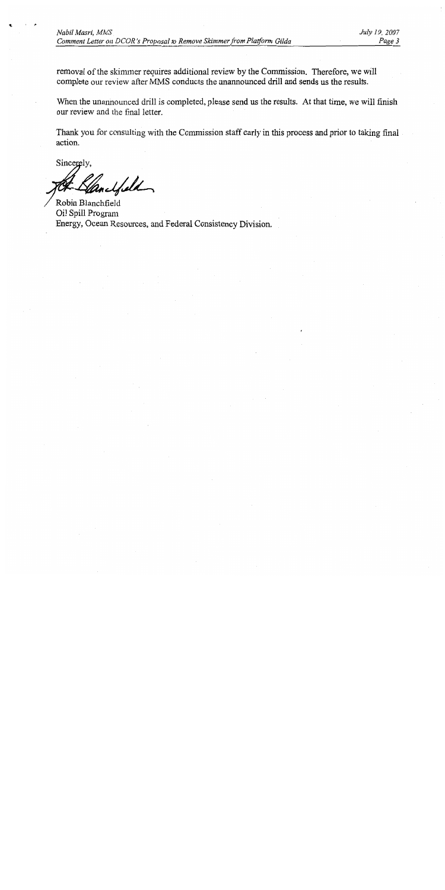removal of the skimmer requires additional review by the Commission. Therefore, we will complete our review after MMS conducts the unannounced drill and sends us the results.

When the unannounced drill is completed, please send us the results. At that time, we will finish our review and the final letter.

Thank you for consulting with the Commission staff early in this process and prior to taking final action.

Sincerely,

Robin Blanchfield
Oil Spill Program
Energy, Ocean Resources, and Federal Consistency Division.